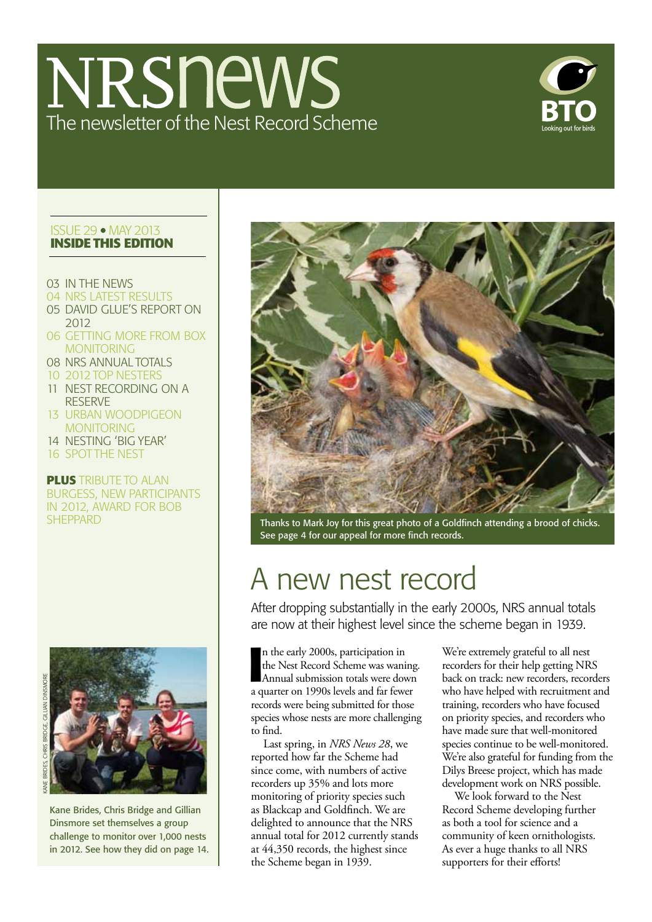# NRSnews

The newsletter of the Nest Record Scheme

BTO
Looking out for birds

ISSUE 29 • MAY 2013
**INSIDE THIS EDITION**

- 03 IN THE NEWS
- 04 NRS LATEST RESULTS
- 05 DAVID GLUE'S REPORT ON 2012
- 06 GETTING MORE FROM BOX MONITORING
- 08 NRS ANNUAL TOTALS
- 10 2012 TOP NESTERS
- 11 NEST RECORDING ON A RESERVE
- 13 URBAN WOODPIGEON MONITORING
- 14 NESTING 'BIG YEAR'
- 16 SPOT THE NEST

**PLUS** TRIBUTE TO ALAN BURGESS, NEW PARTICIPANTS IN 2012, AWARD FOR BOB SHEPPARD

KANE BRIDES, CHRIS BRIDGE, GILLIAN DINSMORE

Kane Brides, Chris Bridge and Gillian Dinsmore set themselves a group challenge to monitor over 1,000 nests in 2012. See how they did on page 14.

Thanks to Mark Joy for this great photo of a Goldfinch attending a brood of chicks. See page 4 for our appeal for more finch records.

## A new nest record

After dropping substantially in the early 2000s, NRS annual totals are now at their highest level since the scheme began in 1939.

In the early 2000s, participation in the Nest Record Scheme was waning. Annual submission totals were down a quarter on 1990s levels and far fewer records were being submitted for those species whose nests are more challenging to find.

Last spring, in *NRS News 28*, we reported how far the Scheme had since come, with numbers of active recorders up 35% and lots more monitoring of priority species such as Blackcap and Goldfinch. We are delighted to announce that the NRS annual total for 2012 currently stands at 44,350 records, the highest since the Scheme began in 1939.

We're extremely grateful to all nest recorders for their help getting NRS back on track: new recorders, recorders who have helped with recruitment and training, recorders who have focused on priority species, and recorders who have made sure that well-monitored species continue to be well-monitored. We're also grateful for funding from the Dilys Breese project, which has made development work on NRS possible.

We look forward to the Nest Record Scheme developing further as both a tool for science and a community of keen ornithologists. As ever a huge thanks to all NRS supporters for their efforts!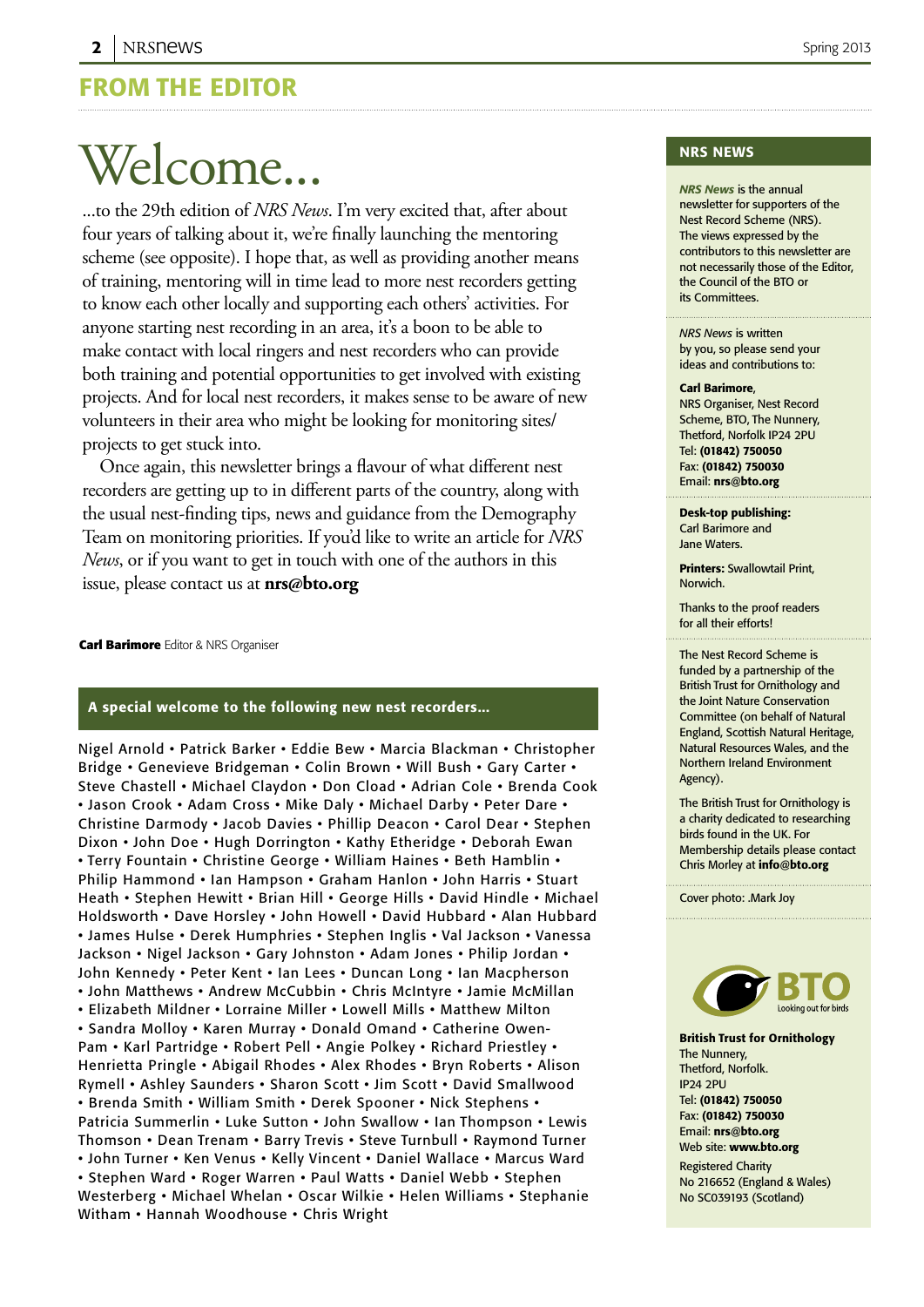## FROM THE EDITOR

# Welcome...

...to the 29th edition of *NRS News*. I'm very excited that, after about four years of talking about it, we're finally launching the mentoring scheme (see opposite). I hope that, as well as providing another means of training, mentoring will in time lead to more nest recorders getting to know each other locally and supporting each others' activities. For anyone starting nest recording in an area, it's a boon to be able to make contact with local ringers and nest recorders who can provide both training and potential opportunities to get involved with existing projects. And for local nest recorders, it makes sense to be aware of new volunteers in their area who might be looking for monitoring sites/projects to get stuck into.

Once again, this newsletter brings a flavour of what different nest recorders are getting up to in different parts of the country, along with the usual nest-finding tips, news and guidance from the Demography Team on monitoring priorities. If you'd like to write an article for *NRS News*, or if you want to get in touch with one of the authors in this issue, please contact us at **nrs@bto.org**

**Carl Barimore** Editor & NRS Organiser

### A special welcome to the following new nest recorders...

Nigel Arnold • Patrick Barker • Eddie Bew • Marcia Blackman • Christopher Bridge • Genevieve Bridgeman • Colin Brown • Will Bush • Gary Carter • Steve Chastell • Michael Claydon • Don Cload • Adrian Cole • Brenda Cook • Jason Crook • Adam Cross • Mike Daly • Michael Darby • Peter Dare • Christine Darmody • Jacob Davies • Phillip Deacon • Carol Dear • Stephen Dixon • John Doe • Hugh Dorrington • Kathy Etheridge • Deborah Ewan • Terry Fountain • Christine George • William Haines • Beth Hamblin • Philip Hammond • Ian Hampson • Graham Hanlon • John Harris • Stuart Heath • Stephen Hewitt • Brian Hill • George Hills • David Hindle • Michael Holdsworth • Dave Horsley • John Howell • David Hubbard • Alan Hubbard • James Hulse • Derek Humphries • Stephen Inglis • Val Jackson • Vanessa Jackson • Nigel Jackson • Gary Johnston • Adam Jones • Philip Jordan • John Kennedy • Peter Kent • Ian Lees • Duncan Long • Ian Macpherson • John Matthews • Andrew McCubbin • Chris McIntyre • Jamie McMillan • Elizabeth Mildner • Lorraine Miller • Lowell Mills • Matthew Milton • Sandra Molloy • Karen Murray • Donald Omand • Catherine Owen-Pam • Karl Partridge • Robert Pell • Angie Polkey • Richard Priestley • Henrietta Pringle • Abigail Rhodes • Alex Rhodes • Bryn Roberts • Alison Rymell • Ashley Saunders • Sharon Scott • Jim Scott • David Smallwood • Brenda Smith • William Smith • Derek Spooner • Nick Stephens • Patricia Summerlin • Luke Sutton • John Swallow • Ian Thompson • Lewis Thomson • Dean Trenam • Barry Trevis • Steve Turnbull • Raymond Turner • John Turner • Ken Venus • Kelly Vincent • Daniel Wallace • Marcus Ward • Stephen Ward • Roger Warren • Paul Watts • Daniel Webb • Stephen Westerberg • Michael Whelan • Oscar Wilkie • Helen Williams • Stephanie Witham • Hannah Woodhouse • Chris Wright

### NRS NEWS

***NRS News*** is the annual newsletter for supporters of the Nest Record Scheme (NRS). The views expressed by the contributors to this newsletter are not necessarily those of the Editor, the Council of the BTO or its Committees.

*NRS News* is written by you, so please send your ideas and contributions to:

**Carl Barimore**,
NRS Organiser, Nest Record Scheme, BTO, The Nunnery, Thetford, Norfolk IP24 2PU
Tel: **(01842) 750050**
Fax: **(01842) 750030**
Email: **nrs@bto.org**

**Desk-top publishing:** Carl Barimore and Jane Waters.

**Printers:** Swallowtail Print, Norwich.

Thanks to the proof readers for all their efforts!

The Nest Record Scheme is funded by a partnership of the British Trust for Ornithology and the Joint Nature Conservation Committee (on behalf of Natural England, Scottish Natural Heritage, Natural Resources Wales, and the Northern Ireland Environment Agency).

The British Trust for Ornithology is a charity dedicated to researching birds found in the UK. For Membership details please contact Chris Morley at **info@bto.org**

Cover photo: .Mark Joy

BTO Looking out for birds

**British Trust for Ornithology**
The Nunnery,
Thetford, Norfolk.
IP24 2PU
Tel: **(01842) 750050**
Fax: **(01842) 750030**
Email: **nrs@bto.org**
Web site: **www.bto.org**

Registered Charity
No 216652 (England & Wales)
No SC039193 (Scotland)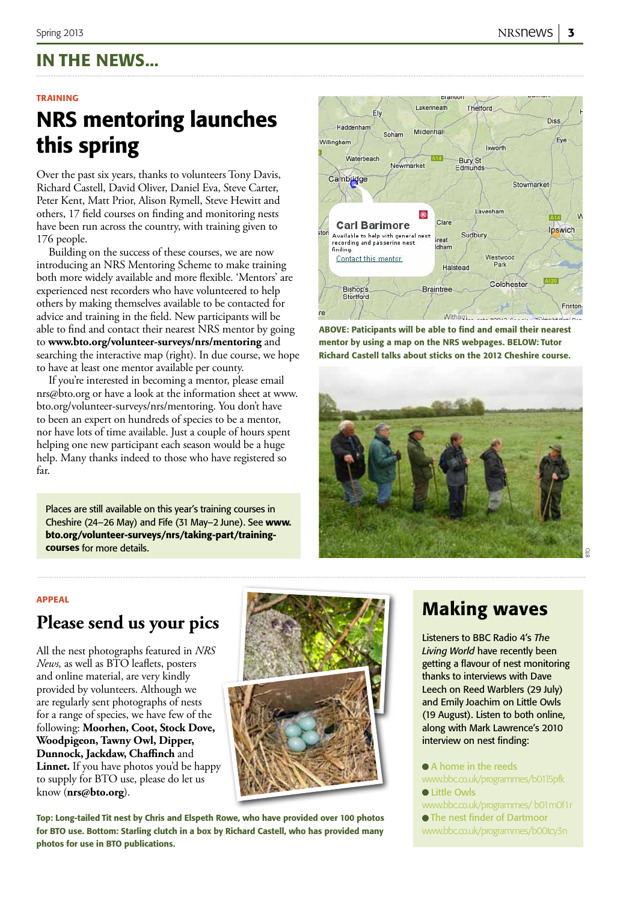# IN THE NEWS...

TRAINING

## NRS mentoring launches this spring

Over the past six years, thanks to volunteers Tony Davis, Richard Castell, David Oliver, Daniel Eva, Steve Carter, Peter Kent, Matt Prior, Alison Rymell, Steve Hewitt and others, 17 field courses on finding and monitoring nests have been run across the country, with training given to 176 people.

Building on the success of these courses, we are now introducing an NRS Mentoring Scheme to make training both more widely available and more flexible. 'Mentors' are experienced nest recorders who have volunteered to help others by making themselves available to be contacted for advice and training in the field. New participants will be able to find and contact their nearest NRS mentor by going to **www.bto.org/volunteer-surveys/nrs/mentoring** and searching the interactive map (right). In due course, we hope to have at least one mentor available per county.

If you're interested in becoming a mentor, please email nrs@bto.org or have a look at the information sheet at www.bto.org/volunteer-surveys/nrs/mentoring. You don't have to been an expert on hundreds of species to be a mentor, nor have lots of time available. Just a couple of hours spent helping one new participant each season would be a huge help. Many thanks indeed to those who have registered so far.

Places are still available on this year's training courses in Cheshire (24–26 May) and Fife (31 May–2 June). See **www.bto.org/volunteer-surveys/nrs/taking-part/training-courses** for more details.

**ABOVE: Paticipants will be able to find and email their nearest mentor by using a map on the NRS webpages. BELOW: Tutor Richard Castell talks about sticks on the 2012 Cheshire course.**

APPEAL

## Please send us your pics

All the nest photographs featured in *NRS News,* as well as BTO leaflets, posters and online material, are very kindly provided by volunteers. Although we are regularly sent photographs of nests for a range of species, we have few of the following: **Moorhen, Coot, Stock Dove, Woodpigeon, Tawny Owl, Dipper, Dunnock, Jackdaw, Chaffinch** and **Linnet.** If you have photos you'd be happy to supply for BTO use, please do let us know (**nrs@bto.org**).

**Top: Long-tailed Tit nest by Chris and Elspeth Rowe, who have provided over 100 photos for BTO use. Bottom: Starling clutch in a box by Richard Castell, who has provided many photos for use in BTO publications.**

## Making waves

Listeners to BBC Radio 4's *The Living World* have recently been getting a flavour of nest monitoring thanks to interviews with Dave Leech on Reed Warblers (29 July) and Emily Joachim on Little Owls (19 August). Listen to both online, along with Mark Lawrence's 2010 interview on nest finding:

- A home in the reeds www.bbc.co.uk/programmes/b01l5pfk
- Little Owls www.bbc.co.uk/programmes/ b01m0f1r
- The nest finder of Dartmoor www.bbc.co.uk/programmes/b00tcy3n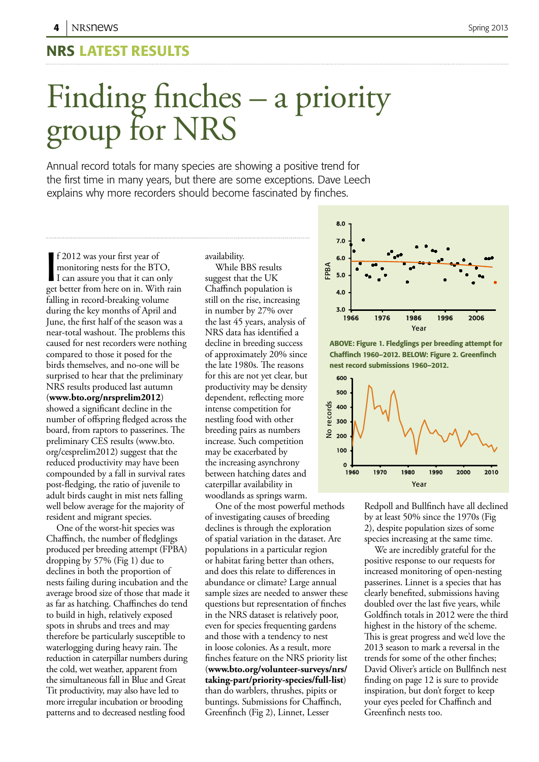## NRS LATEST RESULTS

# Finding finches – a priority group for NRS

Annual record totals for many species are showing a positive trend for the first time in many years, but there are some exceptions. Dave Leech explains why more recorders should become fascinated by finches.

If 2012 was your first year of monitoring nests for the BTO, I can assure you that it can only get better from here on in. With rain falling in record-breaking volume during the key months of April and June, the first half of the season was a near-total washout. The problems this caused for nest recorders were nothing compared to those it posed for the birds themselves, and no-one will be surprised to hear that the preliminary NRS results produced last autumn (**www.bto.org/nrsprelim2012**) showed a significant decline in the number of offspring fledged across the board, from raptors to passerines. The preliminary CES results (www.bto.org/cesprelim2012) suggest that the reduced productivity may have been compounded by a fall in survival rates post-fledging, the ratio of juvenile to adult birds caught in mist nets falling well below average for the majority of resident and migrant species.

One of the worst-hit species was Chaffinch, the number of fledglings produced per breeding attempt (FPBA) dropping by 57% (Fig 1) due to declines in both the proportion of nests failing during incubation and the average brood size of those that made it as far as hatching. Chaffinches do tend to build in high, relatively exposed spots in shrubs and trees and may therefore be particularly susceptible to waterlogging during heavy rain. The reduction in caterpillar numbers during the cold, wet weather, apparent from the simultaneous fall in Blue and Great Tit productivity, may also have led to more irregular incubation or brooding patterns and to decreased nestling food availability.

While BBS results suggest that the UK Chaffinch population is still on the rise, increasing in number by 27% over the last 45 years, analysis of NRS data has identified a decline in breeding success of approximately 20% since the late 1980s. The reasons for this are not yet clear, but productivity may be density dependent, reflecting more intense competition for nestling food with other breeding pairs as numbers increase. Such competition may be exacerbated by the increasing asynchrony between hatching dates and caterpillar availability in woodlands as springs warm.

One of the most powerful methods of investigating causes of breeding declines is through the exploration of spatial variation in the dataset. Are populations in a particular region or habitat faring better than others, and does this relate to differences in abundance or climate? Large annual sample sizes are needed to answer these questions but representation of finches in the NRS dataset is relatively poor, even for species frequenting gardens and those with a tendency to nest in loose colonies. As a result, more finches feature on the NRS priority list (**www.bto.org/volunteer-surveys/nrs/taking-part/priority-species/full-list**) than do warblers, thrushes, pipits or buntings. Submissions for Chaffinch, Greenfinch (Fig 2), Linnet, Lesser Redpoll and Bullfinch have all declined by at least 50% since the 1970s (Fig 2), despite population sizes of some species increasing at the same time.

We are incredibly grateful for the positive response to our requests for increased monitoring of open-nesting passerines. Linnet is a species that has clearly benefited, submissions having doubled over the last five years, while Goldfinch totals in 2012 were the third highest in the history of the scheme. This is great progress and we'd love the 2013 season to mark a reversal in the trends for some of the other finches; David Oliver's article on Bullfinch nest finding on page 12 is sure to provide inspiration, but don't forget to keep your eyes peeled for Chaffinch and Greenfinch nests too.

**ABOVE: Figure 1. Fledglings per breeding attempt for Chaffinch 1960–2012. BELOW: Figure 2. Greenfinch nest record submissions 1960–2012.**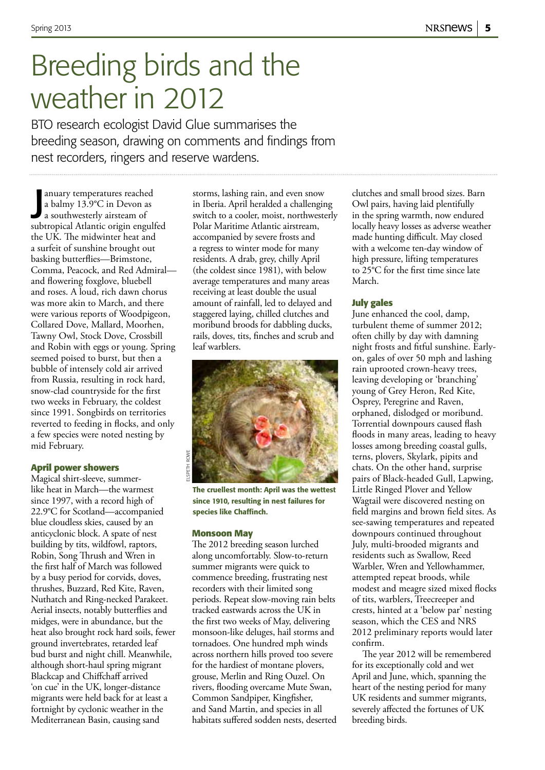# Breeding birds and the weather in 2012

BTO research ecologist David Glue summarises the breeding season, drawing on comments and findings from nest recorders, ringers and reserve wardens.

January temperatures reached a balmy 13.9°C in Devon as a southwesterly airsteam of subtropical Atlantic origin engulfed the UK. The midwinter heat and a surfeit of sunshine brought out basking butterflies—Brimstone, Comma, Peacock, and Red Admiral—and flowering foxglove, bluebell and roses. A loud, rich dawn chorus was more akin to March, and there were various reports of Woodpigeon, Collared Dove, Mallard, Moorhen, Tawny Owl, Stock Dove, Crossbill and Robin with eggs or young. Spring seemed poised to burst, but then a bubble of intensely cold air arrived from Russia, resulting in rock hard, snow-clad countryside for the first two weeks in February, the coldest since 1991. Songbirds on territories reverted to feeding in flocks, and only a few species were noted nesting by mid February.

### April power showers

Magical shirt-sleeve, summer-like heat in March—the warmest since 1997, with a record high of 22.9°C for Scotland—accompanied blue cloudless skies, caused by an anticyclonic block. A spate of nest building by tits, wildfowl, raptors, Robin, Song Thrush and Wren in the first half of March was followed by a busy period for corvids, doves, thrushes, Buzzard, Red Kite, Raven, Nuthatch and Ring-necked Parakeet. Aerial insects, notably butterflies and midges, were in abundance, but the heat also brought rock hard soils, fewer ground invertebrates, retarded leaf bud burst and night chill. Meanwhile, although short-haul spring migrant Blackcap and Chiffchaff arrived 'on cue' in the UK, longer-distance migrants were held back for at least a fortnight by cyclonic weather in the Mediterranean Basin, causing sand storms, lashing rain, and even snow in Iberia. April heralded a challenging switch to a cooler, moist, northwesterly Polar Maritime Atlantic airstream, accompanied by severe frosts and a regress to winter mode for many residents. A drab, grey, chilly April (the coldest since 1981), with below average temperatures and many areas receiving at least double the usual amount of rainfall, led to delayed and staggered laying, chilled clutches and moribund broods for dabbling ducks, rails, doves, tits, finches and scrub and leaf warblers.

ELSPETH ROWE

**The cruellest month: April was the wettest since 1910, resulting in nest failures for species like Chaffinch.**

### Monsoon May

The 2012 breeding season lurched along uncomfortably. Slow-to-return summer migrants were quick to commence breeding, frustrating nest recorders with their limited song periods. Repeat slow-moving rain belts tracked eastwards across the UK in the first two weeks of May, delivering monsoon-like deluges, hail storms and tornadoes. One hundred mph winds across northern hills proved too severe for the hardiest of montane plovers, grouse, Merlin and Ring Ouzel. On rivers, flooding overcame Mute Swan, Common Sandpiper, Kingfisher, and Sand Martin, and species in all habitats suffered sodden nests, deserted clutches and small brood sizes. Barn Owl pairs, having laid plentifully in the spring warmth, now endured locally heavy losses as adverse weather made hunting difficult. May closed with a welcome ten-day window of high pressure, lifting temperatures to 25°C for the first time since late March.

### July gales

June enhanced the cool, damp, turbulent theme of summer 2012; often chilly by day with damning night frosts and fitful sunshine. Early-on, gales of over 50 mph and lashing rain uprooted crown-heavy trees, leaving developing or 'branching' young of Grey Heron, Red Kite, Osprey, Peregrine and Raven, orphaned, dislodged or moribund. Torrential downpours caused flash floods in many areas, leading to heavy losses among breeding coastal gulls, terns, plovers, Skylark, pipits and chats. On the other hand, surprise pairs of Black-headed Gull, Lapwing, Little Ringed Plover and Yellow Wagtail were discovered nesting on field margins and brown field sites. As see-sawing temperatures and repeated downpours continued throughout July, multi-brooded migrants and residents such as Swallow, Reed Warbler, Wren and Yellowhammer, attempted repeat broods, while modest and meagre sized mixed flocks of tits, warblers, Treecreeper and crests, hinted at a 'below par' nesting season, which the CES and NRS 2012 preliminary reports would later confirm.

The year 2012 will be remembered for its exceptionally cold and wet April and June, which, spanning the heart of the nesting period for many UK residents and summer migrants, severely affected the fortunes of UK breeding birds.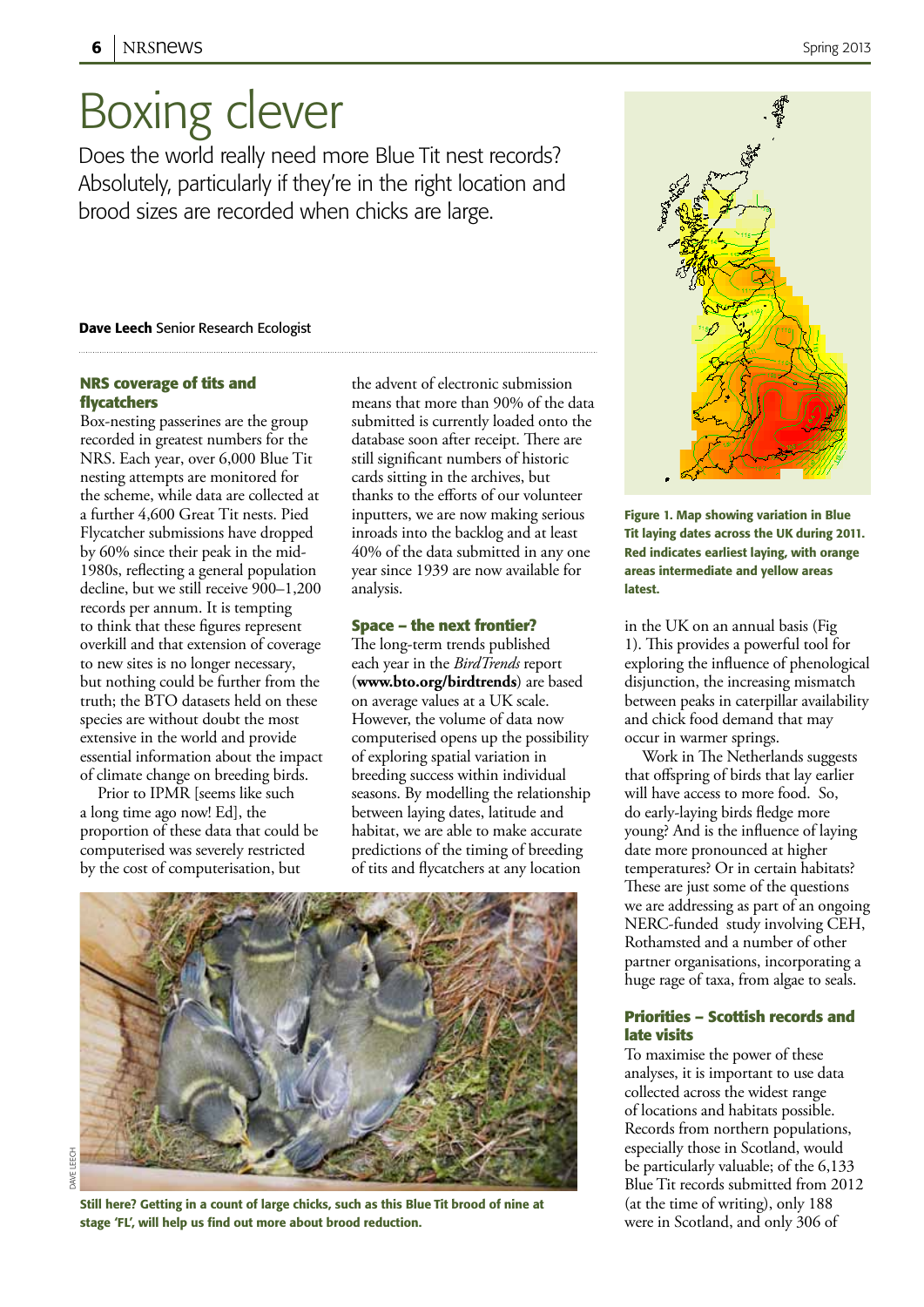# Boxing clever

Does the world really need more Blue Tit nest records? Absolutely, particularly if they're in the right location and brood sizes are recorded when chicks are large.

**Dave Leech** Senior Research Ecologist

### NRS coverage of tits and flycatchers

Box-nesting passerines are the group recorded in greatest numbers for the NRS. Each year, over 6,000 Blue Tit nesting attempts are monitored for the scheme, while data are collected at a further 4,600 Great Tit nests. Pied Flycatcher submissions have dropped by 60% since their peak in the mid-1980s, reflecting a general population decline, but we still receive 900–1,200 records per annum. It is tempting to think that these figures represent overkill and that extension of coverage to new sites is no longer necessary, but nothing could be further from the truth; the BTO datasets held on these species are without doubt the most extensive in the world and provide essential information about the impact of climate change on breeding birds.

Prior to IPMR [seems like such a long time ago now! Ed], the proportion of these data that could be computerised was severely restricted by the cost of computerisation, but the advent of electronic submission means that more than 90% of the data submitted is currently loaded onto the database soon after receipt. There are still significant numbers of historic cards sitting in the archives, but thanks to the efforts of our volunteer inputters, we are now making serious inroads into the backlog and at least 40% of the data submitted in any one year since 1939 are now available for analysis.

### Space – the next frontier?

The long-term trends published each year in the *BirdTrends* report (**www.bto.org/birdtrends**) are based on average values at a UK scale. However, the volume of data now computerised opens up the possibility of exploring spatial variation in breeding success within individual seasons. By modelling the relationship between laying dates, latitude and habitat, we are able to make accurate predictions of the timing of breeding of tits and flycatchers at any location in the UK on an annual basis (Fig 1). This provides a powerful tool for exploring the influence of phenological disjunction, the increasing mismatch between peaks in caterpillar availability and chick food demand that may occur in warmer springs.

**Figure 1. Map showing variation in Blue Tit laying dates across the UK during 2011. Red indicates earliest laying, with orange areas intermediate and yellow areas latest.**

Work in The Netherlands suggests that offspring of birds that lay earlier will have access to more food. So, do early-laying birds fledge more young? And is the influence of laying date more pronounced at higher temperatures? Or in certain habitats? These are just some of the questions we are addressing as part of an ongoing NERC-funded study involving CEH, Rothamsted and a number of other partner organisations, incorporating a huge rage of taxa, from algae to seals.

**Still here? Getting in a count of large chicks, such as this Blue Tit brood of nine at stage 'FL', will help us find out more about brood reduction.**

### Priorities – Scottish records and late visits

To maximise the power of these analyses, it is important to use data collected across the widest range of locations and habitats possible. Records from northern populations, especially those in Scotland, would be particularly valuable; of the 6,133 Blue Tit records submitted from 2012 (at the time of writing), only 188 were in Scotland, and only 306 of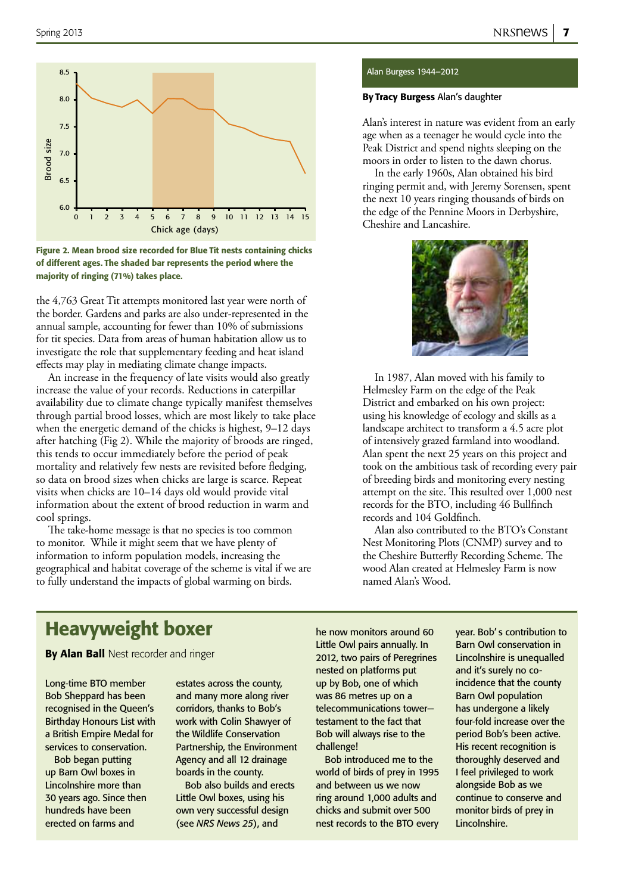Figure 2. Mean brood size recorded for Blue Tit nests containing chicks of different ages. The shaded bar represents the period where the majority of ringing (71%) takes place.

the 4,763 Great Tit attempts monitored last year were north of the border. Gardens and parks are also under-represented in the annual sample, accounting for fewer than 10% of submissions for tit species. Data from areas of human habitation allow us to investigate the role that supplementary feeding and heat island effects may play in mediating climate change impacts.

An increase in the frequency of late visits would also greatly increase the value of your records. Reductions in caterpillar availability due to climate change typically manifest themselves through partial brood losses, which are most likely to take place when the energetic demand of the chicks is highest, 9–12 days after hatching (Fig 2). While the majority of broods are ringed, this tends to occur immediately before the period of peak mortality and relatively few nests are revisited before fledging, so data on brood sizes when chicks are large is scarce. Repeat visits when chicks are 10–14 days old would provide vital information about the extent of brood reduction in warm and cool springs.

The take-home message is that no species is too common to monitor. While it might seem that we have plenty of information to inform population models, increasing the geographical and habitat coverage of the scheme is vital if we are to fully understand the impacts of global warming on birds.

## Alan Burgess 1944–2012

**By Tracy Burgess** Alan's daughter

Alan's interest in nature was evident from an early age when as a teenager he would cycle into the Peak District and spend nights sleeping on the moors in order to listen to the dawn chorus.

In the early 1960s, Alan obtained his bird ringing permit and, with Jeremy Sorensen, spent the next 10 years ringing thousands of birds on the edge of the Pennine Moors in Derbyshire, Cheshire and Lancashire.

In 1987, Alan moved with his family to Helmesley Farm on the edge of the Peak District and embarked on his own project: using his knowledge of ecology and skills as a landscape architect to transform a 4.5 acre plot of intensively grazed farmland into woodland. Alan spent the next 25 years on this project and took on the ambitious task of recording every pair of breeding birds and monitoring every nesting attempt on the site. This resulted over 1,000 nest records for the BTO, including 46 Bullfinch records and 104 Goldfinch.

Alan also contributed to the BTO's Constant Nest Monitoring Plots (CNMP) survey and to the Cheshire Butterfly Recording Scheme. The wood Alan created at Helmesley Farm is now named Alan's Wood.

# Heavyweight boxer

**By Alan Ball** Nest recorder and ringer

Long-time BTO member Bob Sheppard has been recognised in the Queen's Birthday Honours List with a British Empire Medal for services to conservation.

Bob began putting up Barn Owl boxes in Lincolnshire more than 30 years ago. Since then hundreds have been erected on farms and estates across the county, and many more along river corridors, thanks to Bob's work with Colin Shawyer of the Wildlife Conservation Partnership, the Environment Agency and all 12 drainage boards in the county.

Bob also builds and erects Little Owl boxes, using his own very successful design (see *NRS News 25*), and he now monitors around 60 Little Owl pairs annually. In 2012, two pairs of Peregrines nested on platforms put up by Bob, one of which was 86 metres up on a telecommunications tower–testament to the fact that Bob will always rise to the challenge!

Bob introduced me to the world of birds of prey in 1995 and between us we now ring around 1,000 adults and chicks and submit over 500 nest records to the BTO every year. Bob's contribution to Barn Owl conservation in Lincolnshire is unequalled and it's surely no co-incidence that the county Barn Owl population has undergone a likely four-fold increase over the period Bob's been active. His recent recognition is thoroughly deserved and I feel privileged to work alongside Bob as we continue to conserve and monitor birds of prey in Lincolnshire.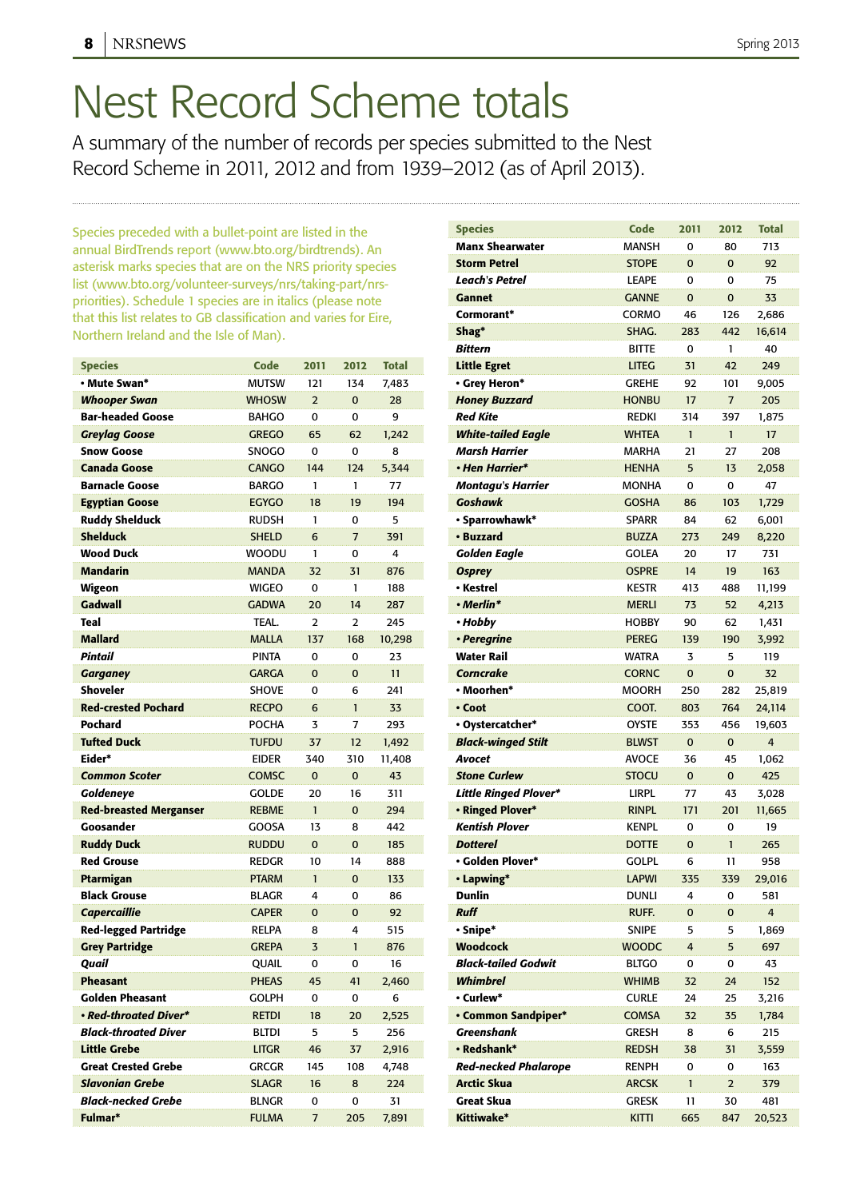# Nest Record Scheme totals

A summary of the number of records per species submitted to the Nest Record Scheme in 2011, 2012 and from 1939–2012 (as of April 2013).

Species preceded with a bullet-point are listed in the annual BirdTrends report (www.bto.org/birdtrends). An asterisk marks species that are on the NRS priority species list (www.bto.org/volunteer-surveys/nrs/taking-part/nrs-priorities). Schedule 1 species are in italics (please note that this list relates to GB classification and varies for Eire, Northern Ireland and the Isle of Man).

| Species | Code | 2011 | 2012 | Total |
|---|---|---|---|---|
| **• Mute Swan*** | MUTSW | 121 | 134 | 7,483 |
| ***Whooper Swan*** | WHOSW | 2 | 0 | 28 |
| **Bar-headed Goose** | BAHGO | 0 | 0 | 9 |
| ***Greylag Goose*** | GREGO | 65 | 62 | 1,242 |
| **Snow Goose** | SNOGO | 0 | 0 | 8 |
| **Canada Goose** | CANGO | 144 | 124 | 5,344 |
| **Barnacle Goose** | BARGO | 1 | 1 | 77 |
| **Egyptian Goose** | EGYGO | 18 | 19 | 194 |
| **Ruddy Shelduck** | RUDSH | 1 | 0 | 5 |
| **Shelduck** | SHELD | 6 | 7 | 391 |
| **Wood Duck** | WOODU | 1 | 0 | 4 |
| **Mandarin** | MANDA | 32 | 31 | 876 |
| **Wigeon** | WIGEO | 0 | 1 | 188 |
| **Gadwall** | GADWA | 20 | 14 | 287 |
| **Teal** | TEAL. | 2 | 2 | 245 |
| **Mallard** | MALLA | 137 | 168 | 10,298 |
| ***Pintail*** | PINTA | 0 | 0 | 23 |
| ***Garganey*** | GARGA | 0 | 0 | 11 |
| **Shoveler** | SHOVE | 0 | 6 | 241 |
| **Red-crested Pochard** | RECPO | 6 | 1 | 33 |
| **Pochard** | POCHA | 3 | 7 | 293 |
| **Tufted Duck** | TUFDU | 37 | 12 | 1,492 |
| **Eider*** | EIDER | 340 | 310 | 11,408 |
| ***Common Scoter*** | COMSC | 0 | 0 | 43 |
| ***Goldeneye*** | GOLDE | 20 | 16 | 311 |
| **Red-breasted Merganser** | REBME | 1 | 0 | 294 |
| **Goosander** | GOOSA | 13 | 8 | 442 |
| **Ruddy Duck** | RUDDU | 0 | 0 | 185 |
| **Red Grouse** | REDGR | 10 | 14 | 888 |
| **Ptarmigan** | PTARM | 1 | 0 | 133 |
| **Black Grouse** | BLAGR | 4 | 0 | 86 |
| ***Capercaillie*** | CAPER | 0 | 0 | 92 |
| **Red-legged Partridge** | RELPA | 8 | 4 | 515 |
| **Grey Partridge** | GREPA | 3 | 1 | 876 |
| ***Quail*** | QUAIL | 0 | 0 | 16 |
| **Pheasant** | PHEAS | 45 | 41 | 2,460 |
| **Golden Pheasant** | GOLPH | 0 | 0 | 6 |
| ***• Red-throated Diver**** | RETDI | 18 | 20 | 2,525 |
| ***Black-throated Diver*** | BLTDI | 5 | 5 | 256 |
| **Little Grebe** | LITGR | 46 | 37 | 2,916 |
| **Great Crested Grebe** | GRCGR | 145 | 108 | 4,748 |
| ***Slavonian Grebe*** | SLAGR | 16 | 8 | 224 |
| ***Black-necked Grebe*** | BLNGR | 0 | 0 | 31 |
| **Fulmar*** | FULMA | 7 | 205 | 7,891 |
| **Manx Shearwater** | MANSH | 0 | 80 | 713 |
| **Storm Petrel** | STOPE | 0 | 0 | 92 |
| ***Leach's Petrel*** | LEAPE | 0 | 0 | 75 |
| **Gannet** | GANNE | 0 | 0 | 33 |
| **Cormorant*** | CORMO | 46 | 126 | 2,686 |
| **Shag*** | SHAG. | 283 | 442 | 16,614 |
| ***Bittern*** | BITTE | 0 | 1 | 40 |
| **Little Egret** | LITEG | 31 | 42 | 249 |
| **• Grey Heron*** | GREHE | 92 | 101 | 9,005 |
| ***Honey Buzzard*** | HONBU | 17 | 7 | 205 |
| ***Red Kite*** | REDKI | 314 | 397 | 1,875 |
| ***White-tailed Eagle*** | WHTEA | 1 | 1 | 17 |
| ***Marsh Harrier*** | MARHA | 21 | 27 | 208 |
| ***• Hen Harrier**** | HENHA | 5 | 13 | 2,058 |
| ***Montagu's Harrier*** | MONHA | 0 | 0 | 47 |
| ***Goshawk*** | GOSHA | 86 | 103 | 1,729 |
| **• Sparrowhawk*** | SPARR | 84 | 62 | 6,001 |
| **• Buzzard** | BUZZA | 273 | 249 | 8,220 |
| ***Golden Eagle*** | GOLEA | 20 | 17 | 731 |
| ***Osprey*** | OSPRE | 14 | 19 | 163 |
| **• Kestrel** | KESTR | 413 | 488 | 11,199 |
| ***• Merlin**** | MERLI | 73 | 52 | 4,213 |
| ***• Hobby*** | HOBBY | 90 | 62 | 1,431 |
| ***• Peregrine*** | PEREG | 139 | 190 | 3,992 |
| **Water Rail** | WATRA | 3 | 5 | 119 |
| ***Corncrake*** | CORNC | 0 | 0 | 32 |
| **• Moorhen*** | MOORH | 250 | 282 | 25,819 |
| **• Coot** | COOT. | 803 | 764 | 24,114 |
| **• Oystercatcher*** | OYSTE | 353 | 456 | 19,603 |
| ***Black-winged Stilt*** | BLWST | 0 | 0 | 4 |
| ***Avocet*** | AVOCE | 36 | 45 | 1,062 |
| ***Stone Curlew*** | STOCU | 0 | 0 | 425 |
| ***Little Ringed Plover**** | LIRPL | 77 | 43 | 3,028 |
| **• Ringed Plover*** | RINPL | 171 | 201 | 11,665 |
| ***Kentish Plover*** | KENPL | 0 | 0 | 19 |
| ***Dotterel*** | DOTTE | 0 | 1 | 265 |
| **• Golden Plover*** | GOLPL | 6 | 11 | 958 |
| **• Lapwing*** | LAPWI | 335 | 339 | 29,016 |
| **Dunlin** | DUNLI | 4 | 0 | 581 |
| ***Ruff*** | RUFF. | 0 | 0 | 4 |
| **• Snipe*** | SNIPE | 5 | 5 | 1,869 |
| **Woodcock** | WOODC | 4 | 5 | 697 |
| ***Black-tailed Godwit*** | BLTGO | 0 | 0 | 43 |
| ***Whimbrel*** | WHIMB | 32 | 24 | 152 |
| **• Curlew*** | CURLE | 24 | 25 | 3,216 |
| **• Common Sandpiper*** | COMSA | 32 | 35 | 1,784 |
| ***Greenshank*** | GRESH | 8 | 6 | 215 |
| **• Redshank*** | REDSH | 38 | 31 | 3,559 |
| ***Red-necked Phalarope*** | RENPH | 0 | 0 | 163 |
| **Arctic Skua** | ARCSK | 1 | 2 | 379 |
| **Great Skua** | GRESK | 11 | 30 | 481 |
| **Kittiwake*** | KITTI | 665 | 847 | 20,523 |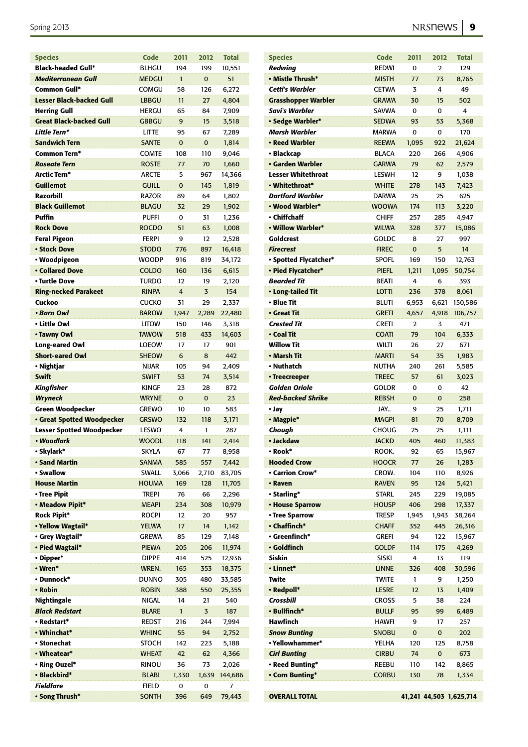| Species | Code | 2011 | 2012 | Total |
|---|---|---|---|---|
| **Black-headed Gull*** | BLHGU | 194 | 199 | 10,551 |
| ***Mediterranean Gull*** | MEDGU | 1 | 0 | 51 |
| **Common Gull*** | COMGU | 58 | 126 | 6,272 |
| **Lesser Black-backed Gull** | LBBGU | 11 | 27 | 4,804 |
| **Herring Gull** | HERGU | 65 | 84 | 7,909 |
| **Great Black-backed Gull** | GBBGU | 9 | 15 | 3,518 |
| ***Little Tern**** | LITTE | 95 | 67 | 7,289 |
| **Sandwich Tern** | SANTE | 0 | 0 | 1,814 |
| **Common Tern*** | COMTE | 108 | 110 | 9,046 |
| ***Roseate Tern*** | ROSTE | 77 | 70 | 1,660 |
| **Arctic Tern*** | ARCTE | 5 | 967 | 14,366 |
| **Guillemot** | GUILL | 0 | 145 | 1,819 |
| **Razorbill** | RAZOR | 89 | 64 | 1,802 |
| **Black Guillemot** | BLAGU | 32 | 29 | 1,902 |
| **Puffin** | PUFFI | 0 | 31 | 1,236 |
| **Rock Dove** | ROCDO | 51 | 63 | 1,008 |
| **Feral Pigeon** | FERPI | 9 | 12 | 2,528 |
| **• Stock Dove** | STODO | 776 | 897 | 16,418 |
| **• Woodpigeon** | WOODP | 916 | 819 | 34,172 |
| **• Collared Dove** | COLDO | 160 | 136 | 6,615 |
| **• Turtle Dove** | TURDO | 12 | 19 | 2,120 |
| **Ring-necked Parakeet** | RINPA | 4 | 3 | 154 |
| **Cuckoo** | CUCKO | 31 | 29 | 2,337 |
| ***• Barn Owl*** | BAROW | 1,947 | 2,289 | 22,480 |
| **• Little Owl** | LITOW | 150 | 146 | 3,318 |
| **• Tawny Owl** | TAWOW | 518 | 433 | 14,603 |
| **Long-eared Owl** | LOEOW | 17 | 17 | 901 |
| **Short-eared Owl** | SHEOW | 6 | 8 | 442 |
| **• Nightjar** | NIJAR | 105 | 94 | 2,409 |
| **Swift** | SWIFT | 53 | 74 | 3,514 |
| ***Kingfisher*** | KINGF | 23 | 28 | 872 |
| ***Wryneck*** | WRYNE | 0 | 0 | 23 |
| **Green Woodpecker** | GREWO | 10 | 10 | 583 |
| **• Great Spotted Woodpecker** | GRSWO | 132 | 118 | 3,171 |
| **Lesser Spotted Woodpecker** | LESWO | 4 | 1 | 287 |
| ***• Woodlark*** | WOODL | 118 | 141 | 2,414 |
| **• Skylark*** | SKYLA | 67 | 77 | 8,958 |
| **• Sand Martin** | SANMA | 585 | 557 | 7,300 |
| **• Swallow** | SWALL | 3,066 | 2,710 | 83,705 |
| **House Martin** | HOUMA | 169 | 128 | 11,705 |
| **• Tree Pipit** | TREPI | 76 | 66 | 2,296 |
| **• Meadow Pipit*** | MEAPI | 234 | 308 | 10,979 |
| **Rock Pipit*** | ROCPI | 12 | 20 | 957 |
| **• Yellow Wagtail*** | YELWA | 17 | 14 | 1,142 |
| **• Grey Wagtail*** | GREWA | 85 | 129 | 7,148 |
| **• Pied Wagtail*** | PIEWA | 205 | 206 | 11,974 |
| **• Dipper*** | DIPPE | 414 | 525 | 12,936 |
| **• Wren*** | WREN. | 165 | 353 | 18,375 |
| **• Dunnock*** | DUNNO | 305 | 480 | 33,585 |
| **• Robin** | ROBIN | 388 | 550 | 25,355 |
| **Nightingale** | NIGAL | 14 | 21 | 540 |
| ***Black Redstart*** | BLARE | 1 | 3 | 187 |
| **• Redstart*** | REDST | 216 | 244 | 7,994 |
| **• Whinchat*** | WHINC | 55 | 94 | 2,752 |
| **• Stonechat** | STOCH | 142 | 223 | 5,188 |
| **• Wheatear*** | WHEAT | 42 | 62 | 4,366 |
| **• Ring Ouzel*** | RINOU | 36 | 73 | 2,026 |
| **• Blackbird*** | BLABI | 1,330 | 1,639 | 144,686 |
| ***Fieldfare*** | FIELD | 0 | 0 | 7 |
| **• Song Thrush*** | SONTH | 396 | 649 | 79,443 |
| ***Redwing*** | REDWI | 0 | 2 | 129 |
| **• Mistle Thrush*** | MISTH | 77 | 73 | 8,765 |
| ***Cetti's Warbler*** | CETWA | 3 | 4 | 49 |
| **Grasshopper Warbler** | GRAWA | 30 | 15 | 502 |
| ***Savi's Warbler*** | SAVWA | 0 | 0 | 4 |
| **• Sedge Warbler*** | SEDWA | 93 | 53 | 5,368 |
| ***Marsh Warbler*** | MARWA | 0 | 0 | 170 |
| **• Reed Warbler** | REEWA | 1,095 | 922 | 21,624 |
| **• Blackcap** | BLACA | 220 | 266 | 4,906 |
| **• Garden Warbler** | GARWA | 79 | 62 | 2,579 |
| **Lesser Whitethroat** | LESWH | 12 | 9 | 1,038 |
| **• Whitethroat*** | WHITE | 278 | 143 | 7,423 |
| ***Dartford Warbler*** | DARWA | 25 | 25 | 625 |
| **• Wood Warbler*** | WOOWA | 174 | 113 | 3,220 |
| **• Chiffchaff** | CHIFF | 257 | 285 | 4,947 |
| **• Willow Warbler*** | WILWA | 328 | 377 | 15,086 |
| **Goldcrest** | GOLDC | 8 | 27 | 997 |
| ***Firecrest*** | FIREC | 0 | 5 | 14 |
| **• Spotted Flycatcher*** | SPOFL | 169 | 150 | 12,763 |
| **• Pied Flycatcher*** | PIEFL | 1,211 | 1,095 | 50,754 |
| ***Bearded Tit*** | BEATI | 4 | 6 | 393 |
| **• Long-tailed Tit** | LOTTI | 236 | 378 | 8,061 |
| **• Blue Tit** | BLUTI | 6,953 | 6,621 | 150,586 |
| **• Great Tit** | GRETI | 4,657 | 4,918 | 106,757 |
| ***Crested Tit*** | CRETI | 2 | 3 | 471 |
| **• Coal Tit** | COATI | 79 | 104 | 6,333 |
| **Willow Tit** | WILTI | 26 | 27 | 671 |
| **• Marsh Tit** | MARTI | 54 | 35 | 1,983 |
| **• Nuthatch** | NUTHA | 240 | 261 | 5,585 |
| **• Treecreeper** | TREEC | 57 | 61 | 3,023 |
| ***Golden Oriole*** | GOLOR | 0 | 0 | 42 |
| ***Red-backed Shrike*** | REBSH | 0 | 0 | 258 |
| **• Jay** | JAY.. | 9 | 25 | 1,711 |
| **• Magpie*** | MAGPI | 81 | 70 | 8,709 |
| ***Chough*** | CHOUG | 25 | 25 | 1,111 |
| **• Jackdaw** | JACKD | 405 | 460 | 11,383 |
| **• Rook*** | ROOK. | 92 | 65 | 15,967 |
| **Hooded Crow** | HOOCR | 77 | 26 | 1,283 |
| **• Carrion Crow*** | CROW. | 104 | 110 | 8,926 |
| **• Raven** | RAVEN | 95 | 124 | 5,421 |
| **• Starling*** | STARL | 245 | 229 | 19,085 |
| **• House Sparrow** | HOUSP | 406 | 298 | 17,337 |
| **• Tree Sparrow** | TRESP | 1,945 | 1,943 | 38,264 |
| **• Chaffinch*** | CHAFF | 352 | 445 | 26,316 |
| **• Greenfinch*** | GREFI | 94 | 122 | 15,967 |
| **• Goldfinch** | GOLDF | 114 | 175 | 4,269 |
| **Siskin** | SISKI | 4 | 13 | 119 |
| **• Linnet*** | LINNE | 326 | 408 | 30,596 |
| **Twite** | TWITE | 1 | 9 | 1,250 |
| **• Redpoll*** | LESRE | 12 | 13 | 1,409 |
| ***Crossbill*** | CROSS | 5 | 38 | 224 |
| **• Bullfinch*** | BULLF | 95 | 99 | 6,489 |
| **Hawfinch** | HAWFI | 9 | 17 | 257 |
| ***Snow Bunting*** | SNOBU | 0 | 0 | 202 |
| **• Yellowhammer*** | YELHA | 120 | 125 | 8,758 |
| ***Cirl Bunting*** | CIRBU | 74 | 0 | 673 |
| **• Reed Bunting*** | REEBU | 110 | 142 | 8,865 |
| **• Corn Bunting*** | CORBU | 130 | 78 | 1,334 |
| **OVERALL TOTAL** | | **41,241** | **44,503** | **1,625,714** |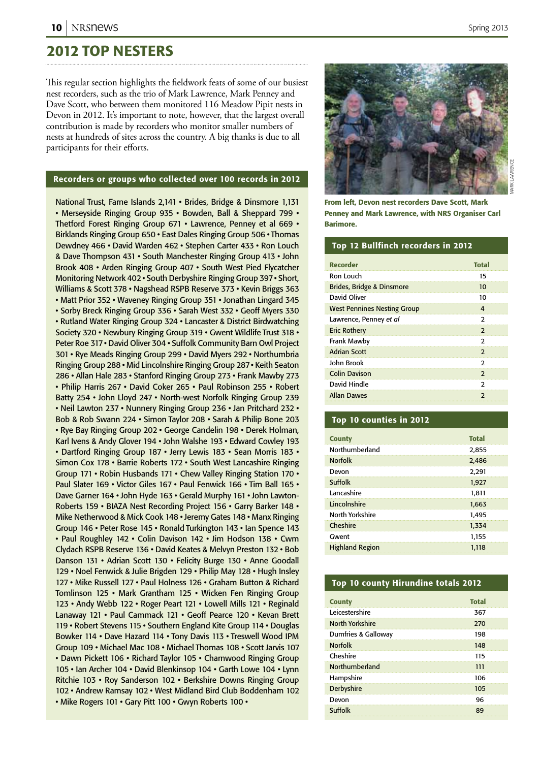# 2012 TOP NESTERS

This regular section highlights the fieldwork feats of some of our busiest nest recorders, such as the trio of Mark Lawrence, Mark Penney and Dave Scott, who between them monitored 116 Meadow Pipit nests in Devon in 2012. It's important to note, however, that the largest overall contribution is made by recorders who monitor smaller numbers of nests at hundreds of sites across the country. A big thanks is due to all participants for their efforts.

### Recorders or groups who collected over 100 records in 2012

National Trust, Farne Islands 2,141 • Brides, Bridge & Dinsmore 1,131 • Merseyside Ringing Group 935 • Bowden, Ball & Sheppard 799 • Thetford Forest Ringing Group 671 • Lawrence, Penney et al 669 • Birklands Ringing Group 650 • East Dales Ringing Group 506 • Thomas Dewdney 466 • David Warden 462 • Stephen Carter 433 • Ron Louch & Dave Thompson 431 • South Manchester Ringing Group 413 • John Brook 408 • Arden Ringing Group 407 • South West Pied Flycatcher Monitoring Network 402 • South Derbyshire Ringing Group 397 • Short, Williams & Scott 378 • Nagshead RSPB Reserve 373 • Kevin Briggs 363 • Matt Prior 352 • Waveney Ringing Group 351 • Jonathan Lingard 345 • Sorby Breck Ringing Group 336 • Sarah West 332 • Geoff Myers 330 • Rutland Water Ringing Group 324 • Lancaster & District Birdwatching Society 320 • Newbury Ringing Group 319 • Gwent Wildlife Trust 318 • Peter Roe 317 • David Oliver 304 • Suffolk Community Barn Owl Project 301 • Rye Meads Ringing Group 299 • David Myers 292 • Northumbria Ringing Group 288 • Mid Lincolnshire Ringing Group 287 • Keith Seaton 286 • Allan Hale 283 • Stanford Ringing Group 273 • Frank Mawby 273 • Philip Harris 267 • David Coker 265 • Paul Robinson 255 • Robert Batty 254 • John Lloyd 247 • North-west Norfolk Ringing Group 239 • Neil Lawton 237 • Nunnery Ringing Group 236 • Jan Pritchard 232 • Bob & Rob Swann 224 • Simon Taylor 208 • Sarah & Philip Bone 203 • Rye Bay Ringing Group 202 • George Candelin 198 • Derek Holman, Karl Ivens & Andy Glover 194 • John Walshe 193 • Edward Cowley 193 • Dartford Ringing Group 187 • Jerry Lewis 183 • Sean Morris 183 • Simon Cox 178 • Barrie Roberts 172 • South West Lancashire Ringing Group 171 • Robin Husbands 171 • Chew Valley Ringing Station 170 • Paul Slater 169 • Victor Giles 167 • Paul Fenwick 166 • Tim Ball 165 • Dave Garner 164 • John Hyde 163 • Gerald Murphy 161 • John Lawton-Roberts 159 • BIAZA Nest Recording Project 156 • Garry Barker 148 • Mike Netherwood & Mick Cook 148 • Jeremy Gates 148 • Manx Ringing Group 146 • Peter Rose 145 • Ronald Turkington 143 • Ian Spence 143 • Paul Roughley 142 • Colin Davison 142 • Jim Hodson 138 • Cwm Clydach RSPB Reserve 136 • David Keates & Melvyn Preston 132 • Bob Danson 131 • Adrian Scott 130 • Felicity Burge 130 • Anne Goodall 129 • Noel Fenwick & Julie Brigden 129 • Philip May 128 • Hugh Insley 127 • Mike Russell 127 • Paul Holness 126 • Graham Button & Richard Tomlinson 125 • Mark Grantham 125 • Wicken Fen Ringing Group 123 • Andy Webb 122 • Roger Peart 121 • Lowell Mills 121 • Reginald Lanaway 121 • Paul Cammack 121 • Geoff Pearce 120 • Kevan Brett 119 • Robert Stevens 115 • Southern England Kite Group 114 • Douglas Bowker 114 • Dave Hazard 114 • Tony Davis 113 • Treswell Wood IPM Group 109 • Michael Mac 108 • Michael Thomas 108 • Scott Jarvis 107 • Dawn Pickett 106 • Richard Taylor 105 • Charnwood Ringing Group 105 • Ian Archer 104 • David Blenkinsop 104 • Garth Lowe 104 • Lynn Ritchie 103 • Roy Sanderson 102 • Berkshire Downs Ringing Group 102 • Andrew Ramsay 102 • West Midland Bird Club Boddenham 102 • Mike Rogers 101 • Gary Pitt 100 • Gwyn Roberts 100 •

MARK LAWRENCE

From left, Devon nest recorders Dave Scott, Mark Penney and Mark Lawrence, with NRS Organiser Carl Barimore.

### Top 12 Bullfinch recorders in 2012

| Recorder | Total |
|---|---|
| Ron Louch | 15 |
| Brides, Bridge & Dinsmore | 10 |
| David Oliver | 10 |
| West Pennines Nesting Group | 4 |
| Lawrence, Penney *et al* | 2 |
| Eric Rothery | 2 |
| Frank Mawby | 2 |
| Adrian Scott | 2 |
| John Brook | 2 |
| Colin Davison | 2 |
| David Hindle | 2 |
| Allan Dawes | 2 |

### Top 10 counties in 2012

| County | Total |
|---|---|
| Northumberland | 2,855 |
| Norfolk | 2,486 |
| Devon | 2,291 |
| Suffolk | 1,927 |
| Lancashire | 1,811 |
| Lincolnshire | 1,663 |
| North Yorkshire | 1,495 |
| Cheshire | 1,334 |
| Gwent | 1,155 |
| Highland Region | 1,118 |

### Top 10 county Hirundine totals 2012

| County | Total |
|---|---|
| Leicestershire | 367 |
| North Yorkshire | 270 |
| Dumfries & Galloway | 198 |
| Norfolk | 148 |
| Cheshire | 115 |
| Northumberland | 111 |
| Hampshire | 106 |
| Derbyshire | 105 |
| Devon | 96 |
| Suffolk | 89 |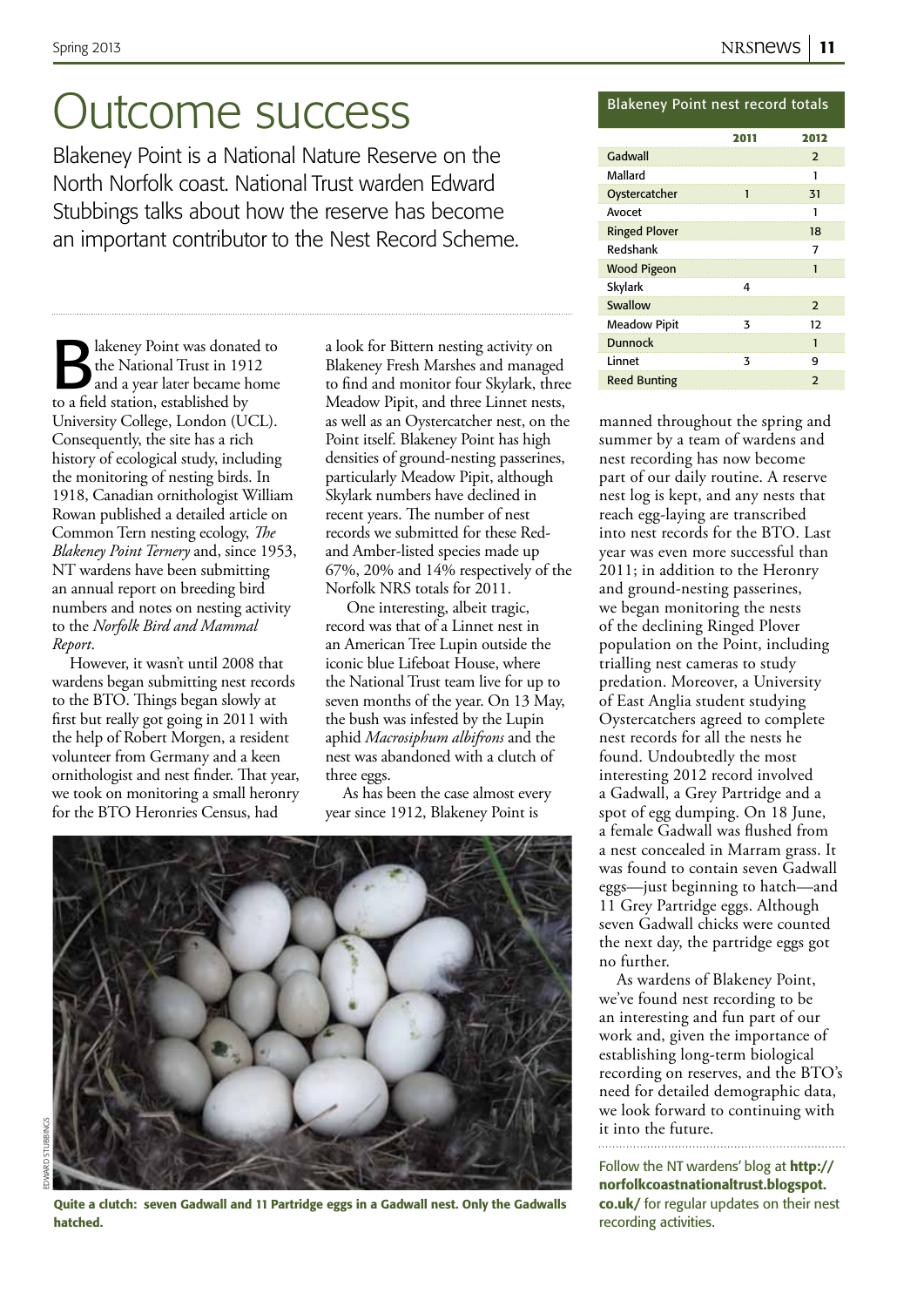# Outcome success

Blakeney Point is a National Nature Reserve on the North Norfolk coast. National Trust warden Edward Stubbings talks about how the reserve has become an important contributor to the Nest Record Scheme.

Blakeney Point was donated to the National Trust in 1912 and a year later became home to a field station, established by University College, London (UCL). Consequently, the site has a rich history of ecological study, including the monitoring of nesting birds. In 1918, Canadian ornithologist William Rowan published a detailed article on Common Tern nesting ecology, *The Blakeney Point Ternery* and, since 1953, NT wardens have been submitting an annual report on breeding bird numbers and notes on nesting activity to the *Norfolk Bird and Mammal Report*.

However, it wasn't until 2008 that wardens began submitting nest records to the BTO. Things began slowly at first but really got going in 2011 with the help of Robert Morgen, a resident volunteer from Germany and a keen ornithologist and nest finder. That year, we took on monitoring a small heronry for the BTO Heronries Census, had a look for Bittern nesting activity on Blakeney Fresh Marshes and managed to find and monitor four Skylark, three Meadow Pipit, and three Linnet nests, as well as an Oystercatcher nest, on the Point itself. Blakeney Point has high densities of ground-nesting passerines, particularly Meadow Pipit, although Skylark numbers have declined in recent years. The number of nest records we submitted for these Red- and Amber-listed species made up 67%, 20% and 14% respectively of the Norfolk NRS totals for 2011.

One interesting, albeit tragic, record was that of a Linnet nest in an American Tree Lupin outside the iconic blue Lifeboat House, where the National Trust team live for up to seven months of the year. On 13 May, the bush was infested by the Lupin aphid *Macrosiphum albifrons* and the nest was abandoned with a clutch of three eggs.

As has been the case almost every year since 1912, Blakeney Point is manned throughout the spring and summer by a team of wardens and nest recording has now become part of our daily routine. A reserve nest log is kept, and any nests that reach egg-laying are transcribed into nest records for the BTO. Last year was even more successful than 2011; in addition to the Heronry and ground-nesting passerines, we began monitoring the nests of the declining Ringed Plover population on the Point, including trialling nest cameras to study predation. Moreover, a University of East Anglia student studying Oystercatchers agreed to complete nest records for all the nests he found. Undoubtedly the most interesting 2012 record involved a Gadwall, a Grey Partridge and a spot of egg dumping. On 18 June, a female Gadwall was flushed from a nest concealed in Marram grass. It was found to contain seven Gadwall eggs—just beginning to hatch—and 11 Grey Partridge eggs. Although seven Gadwall chicks were counted the next day, the partridge eggs got no further.

As wardens of Blakeney Point, we've found nest recording to be an interesting and fun part of our work and, given the importance of establishing long-term biological recording on reserves, and the BTO's need for detailed demographic data, we look forward to continuing with it into the future.

**Blakeney Point nest record totals**

| | 2011 | 2012 |
|---|---|---|
| Gadwall | | 2 |
| Mallard | | 1 |
| Oystercatcher | 1 | 31 |
| Avocet | | 1 |
| Ringed Plover | | 18 |
| Redshank | | 7 |
| Wood Pigeon | | 1 |
| Skylark | 4 | |
| Swallow | | 2 |
| Meadow Pipit | 3 | 12 |
| Dunnock | | 1 |
| Linnet | 3 | 9 |
| Reed Bunting | | 2 |

**Quite a clutch: seven Gadwall and 11 Partridge eggs in a Gadwall nest. Only the Gadwalls hatched.**

Follow the NT wardens' blog at **http://norfolkcoastnationaltrust.blogspot.co.uk/** for regular updates on their nest recording activities.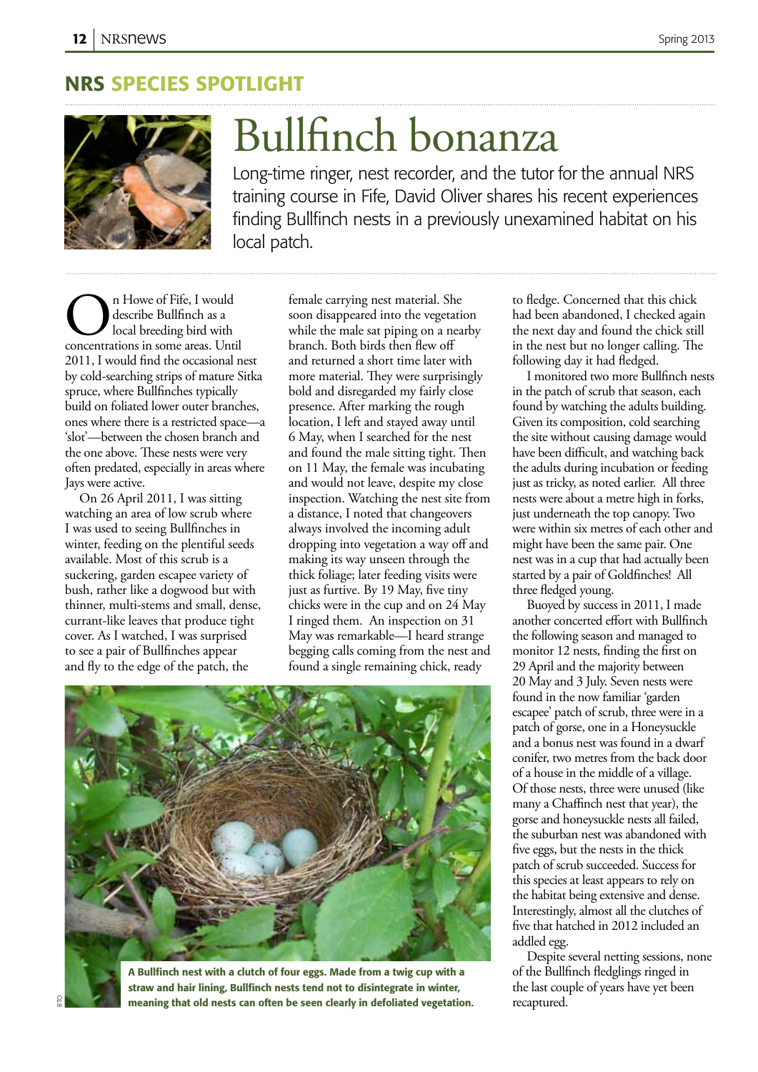## NRS SPECIES SPOTLIGHT

# Bullfinch bonanza

Long-time ringer, nest recorder, and the tutor for the annual NRS training course in Fife, David Oliver shares his recent experiences finding Bullfinch nests in a previously unexamined habitat on his local patch.

On Howe of Fife, I would describe Bullfinch as a local breeding bird with concentrations in some areas. Until 2011, I would find the occasional nest by cold-searching strips of mature Sitka spruce, where Bullfinches typically build on foliated lower outer branches, ones where there is a restricted space—a 'slot'—between the chosen branch and the one above. These nests were very often predated, especially in areas where Jays were active.

On 26 April 2011, I was sitting watching an area of low scrub where I was used to seeing Bullfinches in winter, feeding on the plentiful seeds available. Most of this scrub is a suckering, garden escapee variety of bush, rather like a dogwood but with thinner, multi-stems and small, dense, currant-like leaves that produce tight cover. As I watched, I was surprised to see a pair of Bullfinches appear and fly to the edge of the patch, the female carrying nest material. She soon disappeared into the vegetation while the male sat piping on a nearby branch. Both birds then flew off and returned a short time later with more material. They were surprisingly bold and disregarded my fairly close presence. After marking the rough location, I left and stayed away until 6 May, when I searched for the nest and found the male sitting tight. Then on 11 May, the female was incubating and would not leave, despite my close inspection. Watching the nest site from a distance, I noted that changeovers always involved the incoming adult dropping into vegetation a way off and making its way unseen through the thick foliage; later feeding visits were just as furtive. By 19 May, five tiny chicks were in the cup and on 24 May I ringed them. An inspection on 31 May was remarkable—I heard strange begging calls coming from the nest and found a single remaining chick, ready to fledge. Concerned that this chick had been abandoned, I checked again the next day and found the chick still in the nest but no longer calling. The following day it had fledged.

I monitored two more Bullfinch nests in the patch of scrub that season, each found by watching the adults building. Given its composition, cold searching the site without causing damage would have been difficult, and watching back the adults during incubation or feeding just as tricky, as noted earlier. All three nests were about a metre high in forks, just underneath the top canopy. Two were within six metres of each other and might have been the same pair. One nest was in a cup that had actually been started by a pair of Goldfinches! All three fledged young.

Buoyed by success in 2011, I made another concerted effort with Bullfinch the following season and managed to monitor 12 nests, finding the first on 29 April and the majority between 20 May and 3 July. Seven nests were found in the now familiar 'garden escapee' patch of scrub, three were in a patch of gorse, one in a Honeysuckle and a bonus nest was found in a dwarf conifer, two metres from the back door of a house in the middle of a village. Of those nests, three were unused (like many a Chaffinch nest that year), the gorse and honeysuckle nests all failed, the suburban nest was abandoned with five eggs, but the nests in the thick patch of scrub succeeded. Success for this species at least appears to rely on the habitat being extensive and dense. Interestingly, almost all the clutches of five that hatched in 2012 included an addled egg.

Despite several netting sessions, none of the Bullfinch fledglings ringed in the last couple of years have yet been recaptured.

**A Bullfinch nest with a clutch of four eggs. Made from a twig cup with a straw and hair lining, Bullfinch nests tend not to disintegrate in winter, meaning that old nests can often be seen clearly in defoliated vegetation.**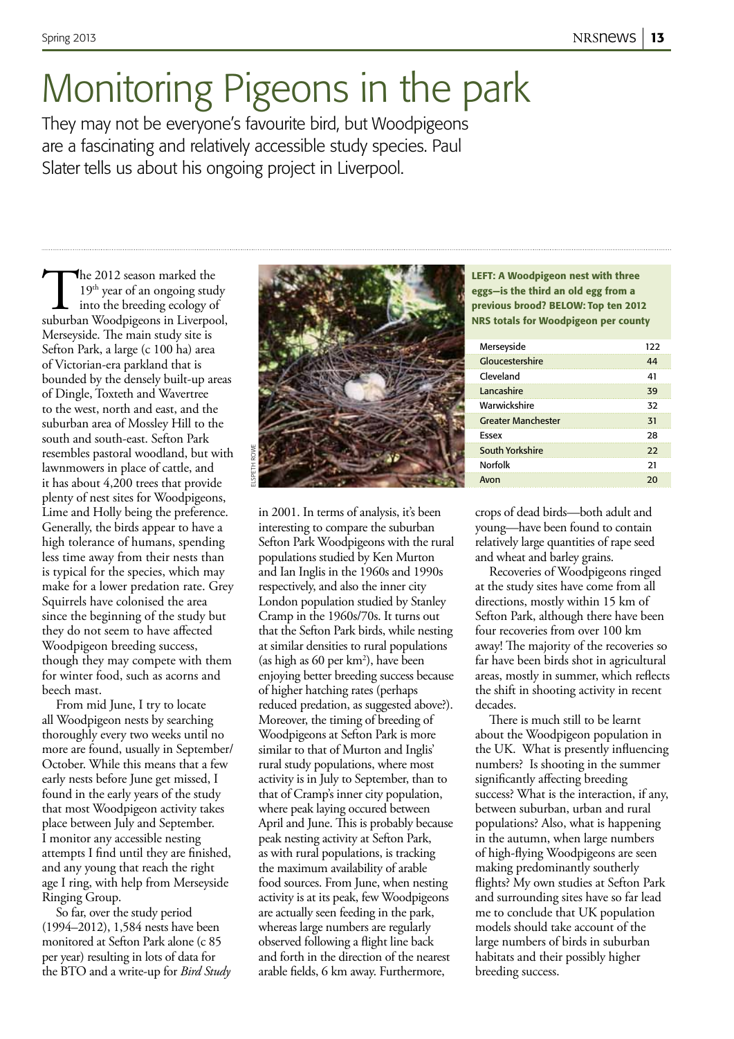# Monitoring Pigeons in the park

They may not be everyone's favourite bird, but Woodpigeons are a fascinating and relatively accessible study species. Paul Slater tells us about his ongoing project in Liverpool.

The 2012 season marked the 19th year of an ongoing study into the breeding ecology of suburban Woodpigeons in Liverpool, Merseyside. The main study site is Sefton Park, a large (c 100 ha) area of Victorian-era parkland that is bounded by the densely built-up areas of Dingle, Toxteth and Wavertree to the west, north and east, and the suburban area of Mossley Hill to the south and south-east. Sefton Park resembles pastoral woodland, but with lawnmowers in place of cattle, and it has about 4,200 trees that provide plenty of nest sites for Woodpigeons, Lime and Holly being the preference. Generally, the birds appear to have a high tolerance of humans, spending less time away from their nests than is typical for the species, which may make for a lower predation rate. Grey Squirrels have colonised the area since the beginning of the study but they do not seem to have affected Woodpigeon breeding success, though they may compete with them for winter food, such as acorns and beech mast.

From mid June, I try to locate all Woodpigeon nests by searching thoroughly every two weeks until no more are found, usually in September/October. While this means that a few early nests before June get missed, I found in the early years of the study that most Woodpigeon activity takes place between July and September. I monitor any accessible nesting attempts I find until they are finished, and any young that reach the right age I ring, with help from Merseyside Ringing Group.

So far, over the study period (1994–2012), 1,584 nests have been monitored at Sefton Park alone (c 85 per year) resulting in lots of data for the BTO and a write-up for *Bird Study* in 2001. In terms of analysis, it's been interesting to compare the suburban Sefton Park Woodpigeons with the rural populations studied by Ken Murton and Ian Inglis in the 1960s and 1990s respectively, and also the inner city London population studied by Stanley Cramp in the 1960s/70s. It turns out that the Sefton Park birds, while nesting at similar densities to rural populations (as high as 60 per km$^2$), have been enjoying better breeding success because of higher hatching rates (perhaps reduced predation, as suggested above?). Moreover, the timing of breeding of Woodpigeons at Sefton Park is more similar to that of Murton and Inglis' rural study populations, where most activity is in July to September, than to that of Cramp's inner city population, where peak laying occured between April and June. This is probably because peak nesting activity at Sefton Park, as with rural populations, is tracking the maximum availability of arable food sources. From June, when nesting activity is at its peak, few Woodpigeons are actually seen feeding in the park, whereas large numbers are regularly observed following a flight line back and forth in the direction of the nearest arable fields, 6 km away. Furthermore, crops of dead birds—both adult and young—have been found to contain relatively large quantities of rape seed and wheat and barley grains.

Recoveries of Woodpigeons ringed at the study sites have come from all directions, mostly within 15 km of Sefton Park, although there have been four recoveries from over 100 km away! The majority of the recoveries so far have been birds shot in agricultural areas, mostly in summer, which reflects the shift in shooting activity in recent decades.

There is much still to be learnt about the Woodpigeon population in the UK. What is presently influencing numbers? Is shooting in the summer significantly affecting breeding success? What is the interaction, if any, between suburban, urban and rural populations? Also, what is happening in the autumn, when large numbers of high-flying Woodpigeons are seen making predominantly southerly flights? My own studies at Sefton Park and surrounding sites have so far lead me to conclude that UK population models should take account of the large numbers of birds in suburban habitats and their possibly higher breeding success.

ELSPETH ROWE

**LEFT: A Woodpigeon nest with three eggs—is the third an old egg from a previous brood? BELOW: Top ten 2012 NRS totals for Woodpigeon per county**

| County | Total |
|---|---|
| Merseyside | 122 |
| Gloucestershire | 44 |
| Cleveland | 41 |
| Lancashire | 39 |
| Warwickshire | 32 |
| Greater Manchester | 31 |
| Essex | 28 |
| South Yorkshire | 22 |
| Norfolk | 21 |
| Avon | 20 |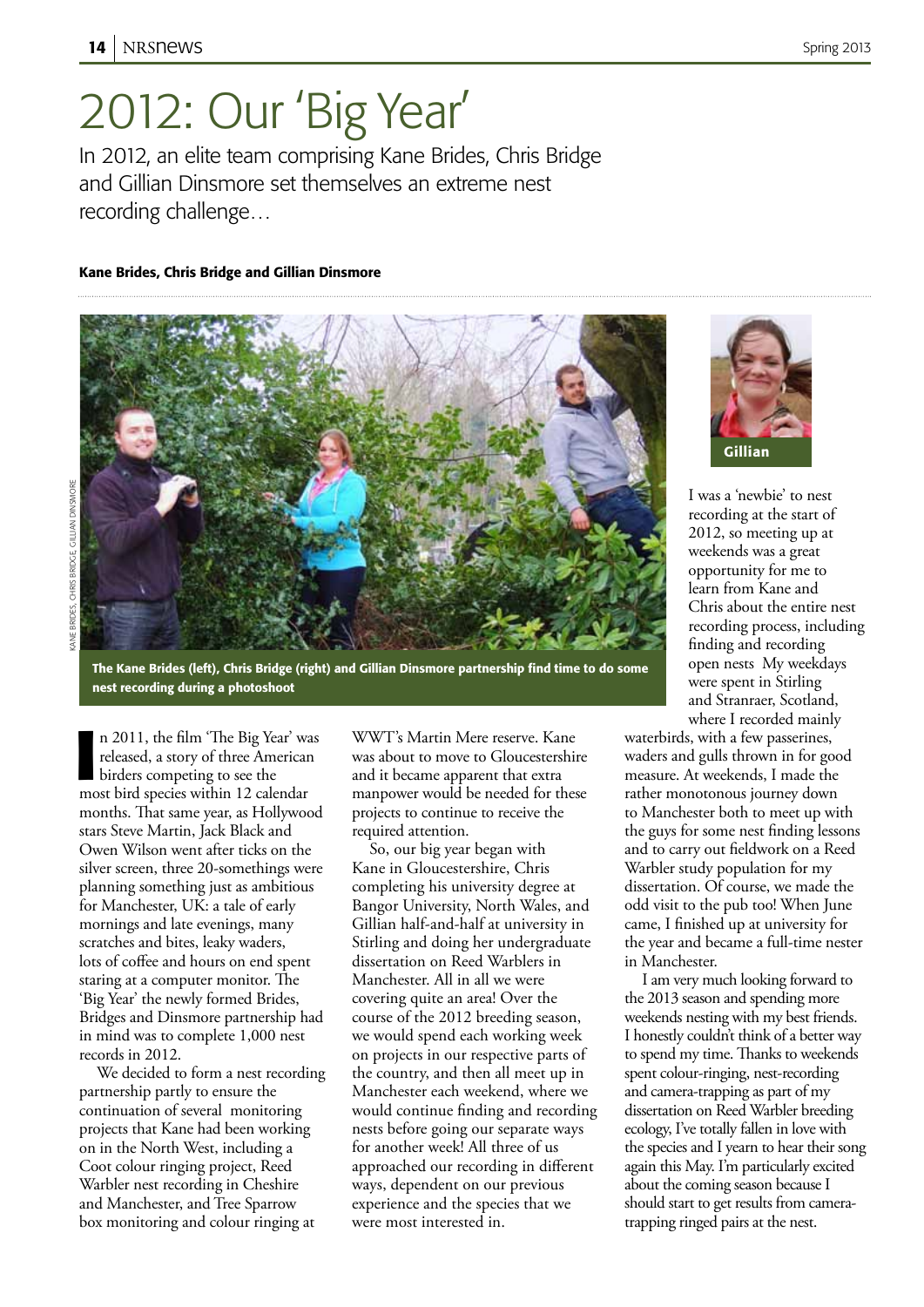# 2012: Our 'Big Year'

In 2012, an elite team comprising Kane Brides, Chris Bridge and Gillian Dinsmore set themselves an extreme nest recording challenge…

**Kane Brides, Chris Bridge and Gillian Dinsmore**

KANE BRIDES, CHRIS BRIDGE, GILLIAN DINSMORE

**The Kane Brides (left), Chris Bridge (right) and Gillian Dinsmore partnership find time to do some nest recording during a photoshoot**

In 2011, the film 'The Big Year' was released, a story of three American birders competing to see the most bird species within 12 calendar months. That same year, as Hollywood stars Steve Martin, Jack Black and Owen Wilson went after ticks on the silver screen, three 20-somethings were planning something just as ambitious for Manchester, UK: a tale of early mornings and late evenings, many scratches and bites, leaky waders, lots of coffee and hours on end spent staring at a computer monitor. The 'Big Year' the newly formed Brides, Bridges and Dinsmore partnership had in mind was to complete 1,000 nest records in 2012.

We decided to form a nest recording partnership partly to ensure the continuation of several monitoring projects that Kane had been working on in the North West, including a Coot colour ringing project, Reed Warbler nest recording in Cheshire and Manchester, and Tree Sparrow box monitoring and colour ringing at WWT's Martin Mere reserve. Kane was about to move to Gloucestershire and it became apparent that extra manpower would be needed for these projects to receive the required attention.

So, our big year began with Kane in Gloucestershire, Chris completing his university degree at Bangor University, North Wales, and Gillian half-and-half at university in Stirling and doing her undergraduate dissertation on Reed Warblers in Manchester. All in all we were covering quite an area! Over the course of the 2012 breeding season, we would spend each working week on projects in our respective parts of the country, and then all meet up in Manchester each weekend, where we would continue finding and recording nests before going our separate ways for another week! All three of us approached our recording in different ways, dependent on our previous experience and the species that we were most interested in.

**Gillian**

I was a 'newbie' to nest recording at the start of 2012, so meeting up at weekends was a great opportunity for me to learn from Kane and Chris about the entire nest recording process, including finding and recording open nests My weekdays were spent in Stirling and Stranraer, Scotland, where I recorded mainly waterbirds, with a few passerines, waders and gulls thrown in for good measure. At weekends, I made the rather monotonous journey down to Manchester both to meet up with the guys for some nest finding lessons and to carry out fieldwork on a Reed Warbler study population for my dissertation. Of course, we made the odd visit to the pub too! When June came, I finished up at university for the year and became a full-time nester in Manchester.

I am very much looking forward to the 2013 season and spending more weekends nesting with my best friends. I honestly couldn't think of a better way to spend my time. Thanks to weekends spent colour-ringing, nest-recording and camera-trapping as part of my dissertation on Reed Warbler breeding ecology, I've totally fallen in love with the species and I yearn to hear their song again this May. I'm particularly excited about the coming season because I should start to get results from camera-trapping ringed pairs at the nest.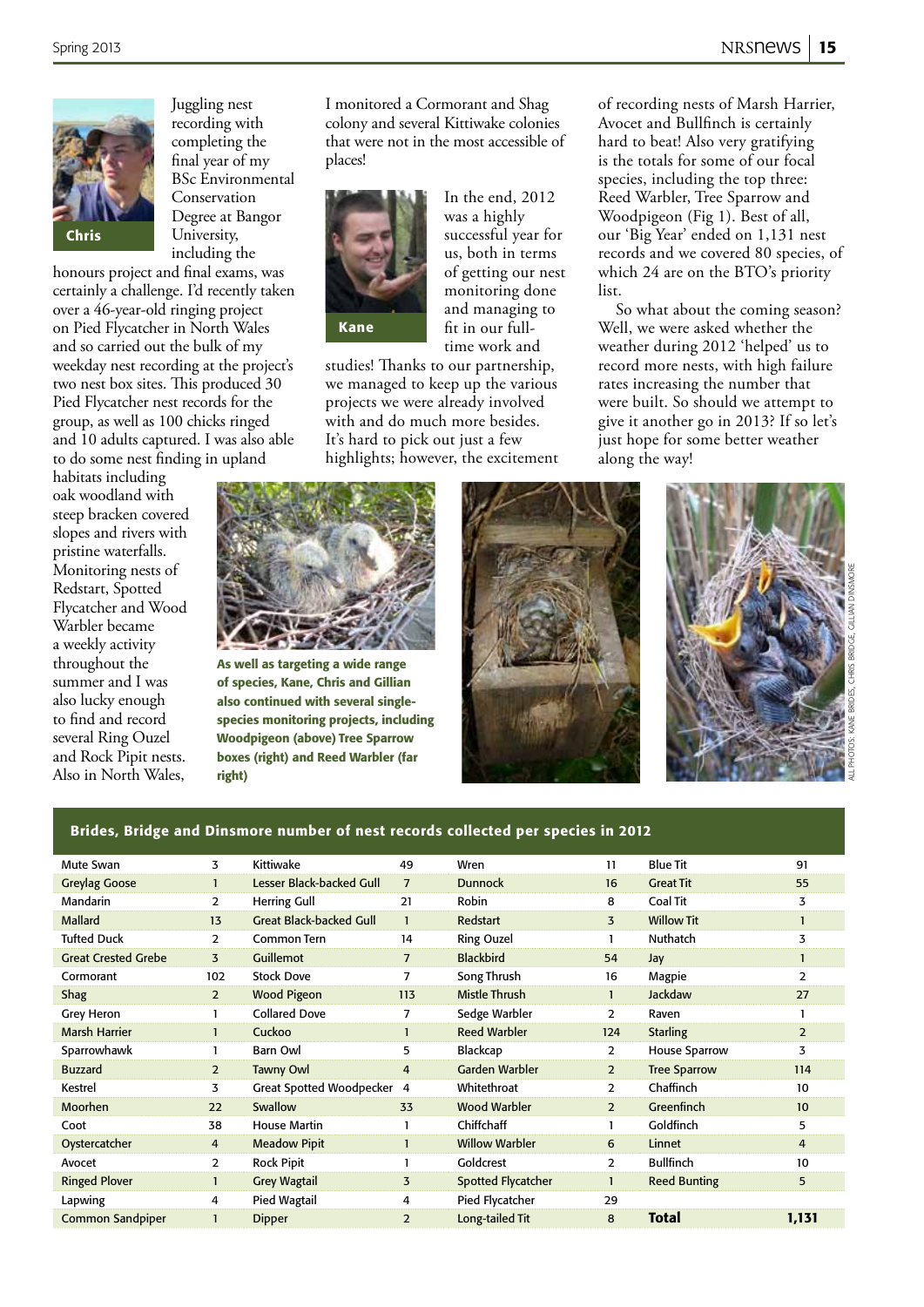Chris

Juggling nest recording with completing the final year of my BSc Environmental Conservation Degree at Bangor University, including the honours project and final exams, was certainly a challenge. I'd recently taken over a 46-year-old ringing project on Pied Flycater in North Wales and so carried out the bulk of my weekday nest recording at the project's two nest box sites. This produced 30 Pied Flycatcher nest records for the group, as well as 100 chicks ringed and 10 adults captured. I was also able to do some nest finding in upland habitats including oak woodland with steep bracken covered slopes and rivers with pristine waterfalls. Monitoring nests of Redstart, Spotted Flycatcher and Wood Warbler became a weekly activity throughout the summer and I was also lucky enough to find and record several Ring Ouzel and Rock Pipit nests. Also in North Wales, I monitored a Cormorant and Shag colony and several Kittiwake colonies that were not in the most accessible of places!

Kane

In the end, 2012 was a highly successful year for us, both in terms of getting our nest monitoring done and managing to fit in our full-time work and studies! Thanks to our partnership, we managed to keep up the various projects we were already involved with and do much more besides. It's hard to pick out just a few highlights; however, the excitement of recording nests of Marsh Harrier, Avocet and Bullfinch is certainly hard to beat! Also very gratifying is the totals for some of our focal species, including the top three: Reed Warbler, Tree Sparrow and Woodpigeon (Fig 1). Best of all, our 'Big Year' ended on 1,131 nest records and we covered 80 species, of which 24 are on the BTO's priority list.

So what about the coming season? Well, we were asked whether the weather during 2012 'helped' us to record more nests, with high failure rates increasing the number that were built. So should we attempt to give it another go in 2013? If so let's just hope for some better weather along the way!

**As well as targeting a wide range of species, Kane, Chris and Gillian also continued with several single-species monitoring projects, including Woodpigeon (above) Tree Sparrow boxes (right) and Reed Warbler (far right)**

ALL PHOTOS: KANE BRIDES, CHRIS BRIDGE, GILLIAN DINSMORE

**Brides, Bridge and Dinsmore number of nest records collected per species in 2012**

| Species | No. | Species | No. | Species | No. | Species | No. |
|---|---|---|---|---|---|---|---|
| Mute Swan | 3 | Kittiwake | 49 | Wren | 11 | Blue Tit | 91 |
| Greylag Goose | 1 | Lesser Black-backed Gull | 7 | Dunnock | 16 | Great Tit | 55 |
| Mandarin | 2 | Herring Gull | 21 | Robin | 8 | Coal Tit | 3 |
| Mallard | 13 | Great Black-backed Gull | 1 | Redstart | 3 | Willow Tit | 1 |
| Tufted Duck | 2 | Common Tern | 14 | Ring Ouzel | 1 | Nuthatch | 3 |
| Great Crested Grebe | 3 | Guillemot | 7 | Blackbird | 54 | Jay | 1 |
| Cormorant | 102 | Stock Dove | 7 | Song Thrush | 16 | Magpie | 2 |
| Shag | 2 | Wood Pigeon | 113 | Mistle Thrush | 1 | Jackdaw | 27 |
| Grey Heron | 1 | Collared Dove | 7 | Sedge Warbler | 2 | Raven | 1 |
| Marsh Harrier | 1 | Cuckoo | 1 | Reed Warbler | 124 | Starling | 2 |
| Sparrowhawk | 1 | Barn Owl | 5 | Blackcap | 2 | House Sparrow | 3 |
| Buzzard | 2 | Tawny Owl | 4 | Garden Warbler | 2 | Tree Sparrow | 114 |
| Kestrel | 3 | Great Spotted Woodpecker | 4 | Whitethroat | 2 | Chaffinch | 10 |
| Moorhen | 22 | Swallow | 33 | Wood Warbler | 2 | Greenfinch | 10 |
| Coot | 38 | House Martin | 1 | Chiffchaff | 1 | Goldfinch | 5 |
| Oystercatcher | 4 | Meadow Pipit | 1 | Willow Warbler | 6 | Linnet | 4 |
| Avocet | 2 | Rock Pipit | 1 | Goldcrest | 2 | Bullfinch | 10 |
| Ringed Plover | 1 | Grey Wagtail | 3 | Spotted Flycatcher | 1 | Reed Bunting | 5 |
| Lapwing | 4 | Pied Wagtail | 4 | Pied Flycatcher | 29 | | |
| Common Sandpiper | 1 | Dipper | 2 | Long-tailed Tit | 8 | **Total** | **1,131** |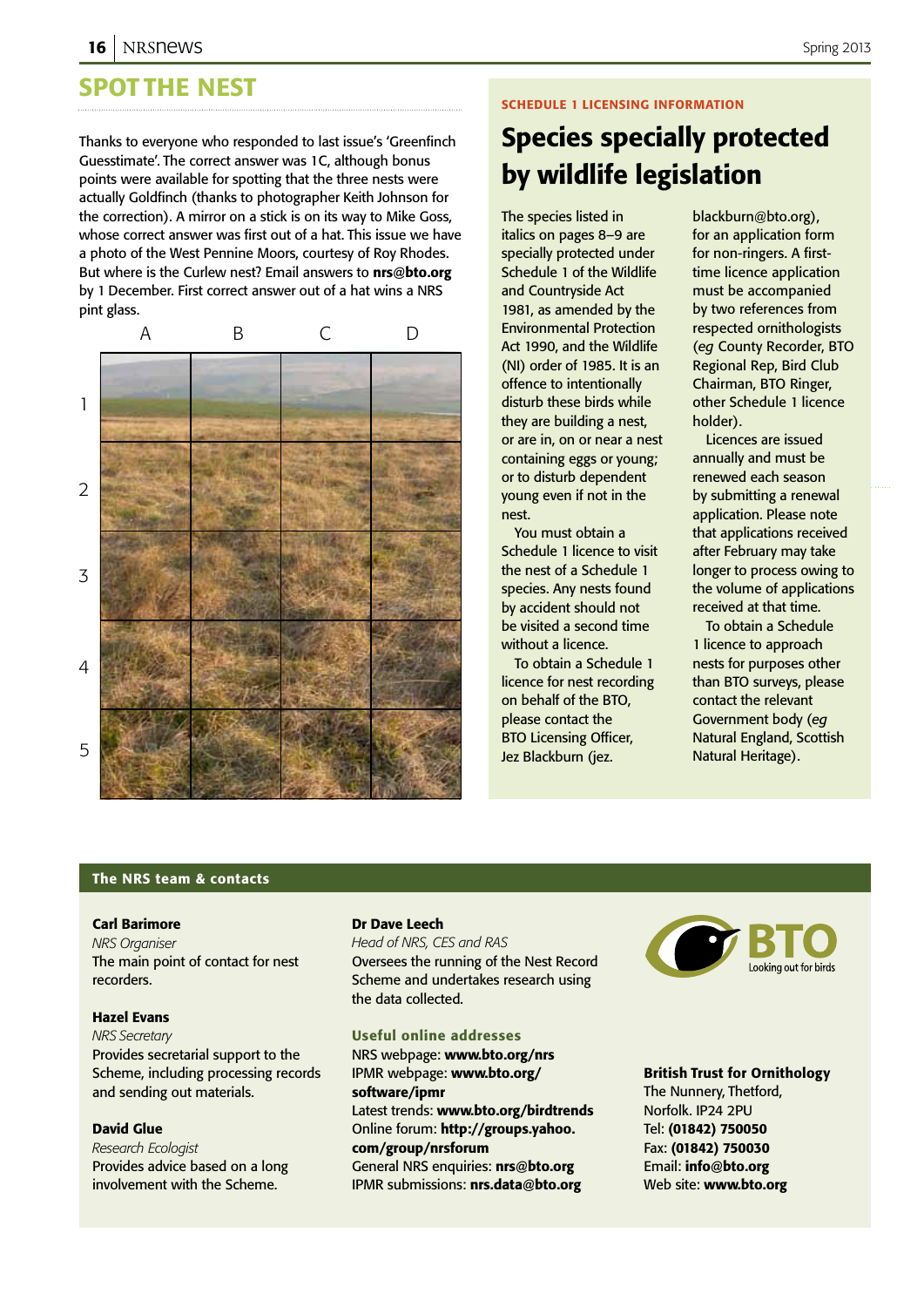## SPOT THE NEST

Thanks to everyone who responded to last issue's 'Greenfinch Guesstimate'. The correct answer was 1C, although bonus points were available for spotting that the three nests were actually Goldfinch (thanks to photographer Keith Johnson for the correction). A mirror on a stick is on its way to Mike Goss, whose correct answer was first out of a hat. This issue we have a photo of the West Pennine Moors, courtesy of Roy Rhodes. But where is the Curlew nest? Email answers to **nrs@bto.org** by 1 December. First correct answer out of a hat wins a NRS pint glass.

A B C D

1
2
3
4
5

SCHEDULE 1 LICENSING INFORMATION

## Species specially protected by wildlife legislation

The species listed in italics on pages 8–9 are specially protected under Schedule 1 of the Wildlife and Countryside Act 1981, as amended by the Environmental Protection Act 1990, and the Wildlife (NI) order of 1985. It is an offence to intentionally disturb these birds while they are building a nest, or are in, on or near a nest containing eggs or young; or to disturb dependent young even if not in the nest.

You must obtain a Schedule 1 licence to visit the nest of a Schedule 1 species. Any nests found by accident should not be visited a second time without a licence.

To obtain a Schedule 1 licence for nest recording on behalf of the BTO, please contact the BTO Licensing Officer, Jez Blackburn (jez.blackburn@bto.org), for an application form for non-ringers. A first-time licence application must be accompanied by two references from respected ornithologists (*eg* County Recorder, BTO Regional Rep, Bird Club Chairman, BTO Ringer, other Schedule 1 licence holder).

Licences are issued annually and must be renewed each season by submitting a renewal application. Please note that applications received after February may take longer to process owing to the volume of applications received at that time.

To obtain a Schedule 1 licence to approach nests for purposes other than BTO surveys, please contact the relevant Government body (*eg* Natural England, Scottish Natural Heritage).

### The NRS team & contacts

**Carl Barimore**
*NRS Organiser*
The main point of contact for nest recorders.

**Hazel Evans**
*NRS Secretary*
Provides secretarial support to the Scheme, including processing records and sending out materials.

**David Glue**
*Research Ecologist*
Provides advice based on a long involvement with the Scheme.

**Dr Dave Leech**
*Head of NRS, CES and RAS*
Oversees the running of the Nest Record Scheme and undertakes research using the data collected.

**Useful online addresses**

NRS webpage: **www.bto.org/nrs**
IPMR webpage: **www.bto.org/software/ipmr**
Latest trends: **www.bto.org/birdtrends**
Online forum: **http://groups.yahoo.com/group/nrsforum**
General NRS enquiries: **nrs@bto.org**
IPMR submissions: **nrs.data@bto.org**

BTO Looking out for birds

**British Trust for Ornithology**
The Nunnery, Thetford,
Norfolk. IP24 2PU
Tel: **(01842) 750050**
Fax: **(01842) 750030**
Email: **info@bto.org**
Web site: **www.bto.org**